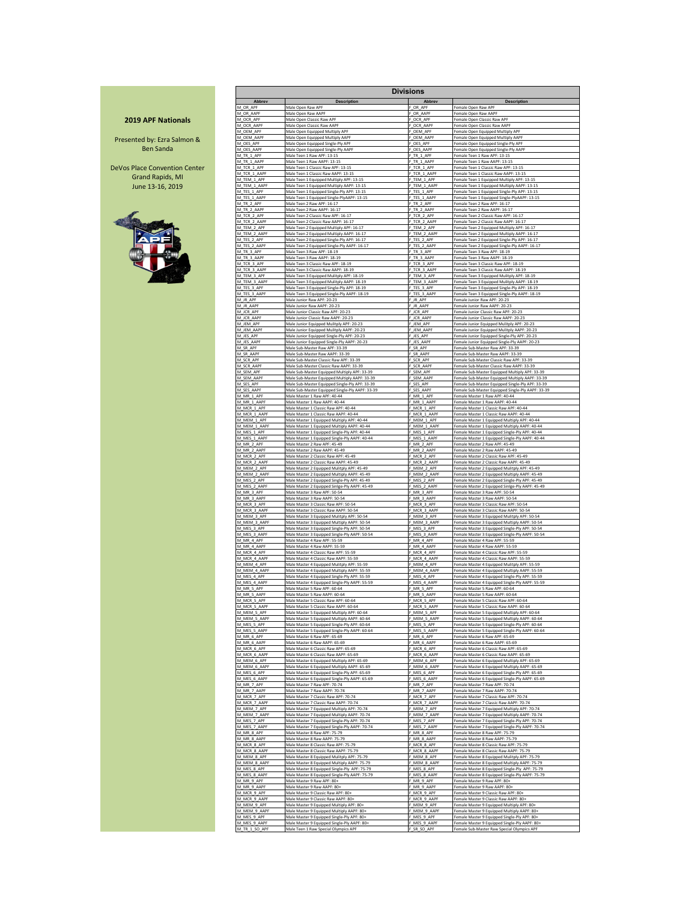## 2019 APF Nationals

Presented by: Ezra Salmon & Ben Sanda

DeVos Place Convention Center
Grand Rapids, MI
June 13-16, 2019

# Divisions

| Abbrev | Description | Abbrev | Description |
|---|---|---|---|
| M_OR_APF | Male Open Raw APF | F_OR_APF | Female Open Raw APF |
| M_OR_AAPF | Male Open Raw AAPF | F_OR_AAPF | Female Open Raw AAPF |
| M_OCR_APF | Male Open Classic Raw APF | F_OCR_APF | Female Open Classic Raw APF |
| M_OCR_AAPF | Male Open Classic Raw AAPF | F_OCR_AAPF | Female Open Classic Raw AAPF |
| M_OEM_APF | Male Open Equipped Multiply APF | F_OEM_APF | Female Open Equipped Multiply APF |
| M_OEM_AAPF | Male Open Equipped Multiply AAPF | F_OEM_AAPF | Female Open Equipped Multiply AAPF |
| M_OES_APF | Male Open Equipped Single-Ply APF | F_OES_APF | Female Open Equipped Single-Ply APF |
| M_OES_AAPF | Male Open Equipped Single-Ply AAPF | F_OES_AAPF | Female Open Equipped Single-Ply AAPF |
| M_TR_1_APF | Male Teen 1 Raw APF: 13-15 | F_TR_1_APF | Female Teen 1 Raw APF: 13-15 |
| M_TR_1_AAPF | Male Teen 1 Raw AAPF: 13-15 | F_TR_1_AAPF | Female Teen 1 Raw AAPF: 13-15 |
| M_TCR_1_APF | Male Teen 1 Classic Raw APF: 13-15 | F_TCR_1_APF | Female Teen 1 Classic Raw APF: 13-15 |
| M_TCR_1_AAPF | Male Teen 1 Classic Raw AAPF: 13-15 | F_TCR_1_AAPF | Female Teen 1 Classic Raw AAPF: 13-15 |
| M_TEM_1_APF | Male Teen 1 Equipped Multiply APF: 13-15 | F_TEM_1_APF | Female Teen 1 Equipped Multiply APF: 13-15 |
| M_TEM_1_AAPF | Male Teen 1 Equipped Multiply AAPF: 13-15 | F_TEM_1_AAPF | Female Teen 1 Equipped Multiply AAPF: 13-15 |
| M_TES_1_APF | Male Teen 1 Equipped Single-Ply APF: 13-15 | F_TES_1_APF | Female Teen 1 Equipped Single-Ply APF: 13-15 |
| M_TES_1_AAPF | Male Teen 1 Equipped Single-PlyAAPF: 13-15 | F_TES_1_AAPF | Female Teen 1 Equipped Single-PlyAAPF: 13-15 |
| M_TR_2_APF | Male Teen 2 Raw APF: 16-17 | F_TR_2_APF | Female Teen 2 Raw APF: 16-17 |
| M_TR_2_AAPF | Male Teen 2 Raw AAPF: 16-17 | F_TR_2_AAPF | Female Teen 2 Raw AAPF: 16-17 |
| M_TCR_2_APF | Male Teen 2 Classic Raw APF: 16-17 | F_TCR_2_APF | Female Teen 2 Classic Raw APF: 16-17 |
| M_TCR_2_AAPF | Male Teen 2 Classic Raw AAPF: 16-17 | F_TCR_2_AAPF | Female Teen 2 Classic Raw AAPF: 16-17 |
| M_TEM_2_APF | Male Teen 2 Equipped Multiply APF: 16-17 | F_TEM_2_APF | Female Teen 2 Equipped Multiply APF: 16-17 |
| M_TEM_2_AAPF | Male Teen 2 Equipped Multiply AAPF: 16-17 | F_TEM_2_AAPF | Female Teen 2 Equipped Multiply AAPF: 16-17 |
| M_TES_2_APF | Male Teen 2 Equipped Single-Ply APF: 16-17 | F_TES_2_APF | Female Teen 2 Equipped Single-Ply APF: 16-17 |
| M_TES_2_AAPF | Male Teen 2 Equipped Single-Ply AAPF: 16-17 | F_TES_2_AAPF | Female Teen 2 Equipped Single-Ply AAPF: 16-17 |
| M_TR_3_APF | Male Teen 3 Raw APF: 18-19 | F_TR_3_APF | Female Teen 3 Raw APF: 18-19 |
| M_TR_3_AAPF | Male Teen 3 Raw AAPF: 18-19 | F_TR_3_AAPF | Female Teen 3 Raw AAPF: 18-19 |
| M_TCR_3_APF | Male Teen 3 Classic Raw APF: 18-19 | F_TCR_3_APF | Female Teen 3 Classic Raw APF: 18-19 |
| M_TCR_3_AAPF | Male Teen 3 Classic Raw AAPF: 18-19 | F_TCR_3_AAPF | Female Teen 3 Classic Raw AAPF: 18-19 |
| M_TEM_3_APF | Male Teen 3 Equipped Mulitply APF: 18-19 | F_TEM_3_APF | Female Teen 3 Equipped Multiply APF: 18-19 |
| M_TEM_3_AAPF | Male Teen 3 Equipped Mulitply AAPF: 18-19 | F_TEM_3_AAPF | Female Teen 3 Equipped Multiply AAPF: 18-19 |
| M_TES_3_APF | Male Teen 3 Equipped Single-Ply APF: 18-19 | F_TES_3_APF | Female Teen 3 Equipped Single-Ply APF: 18-19 |
| M_TES_3_AAPF | Male Teen 3 Equipped Single-Ply AAPF: 18-19 | F_TES_3_AAPF | Female Teen 3 Equipped Single-Ply AAPF: 18-19 |
| M_JR_APF | Male Junior Raw APF: 20-23 | F_JR_APF | Female Junior Raw APF: 20-23 |
| M_JR_AAPF | Male Junior Raw AAPF: 20-23 | F_JR_AAPF | Female Junior Raw AAPF: 20-23 |
| M_JCR_APF | Male Junior Classic Raw APF: 20-23 | F_JCR_APF | Female Junior Classic Raw APF: 20-23 |
| M_JCR_AAPF | Male Junior Classic Raw AAPF: 20-23 | F_JCR_AAPF | Female Junior Classic Raw AAPF: 20-23 |
| M_JEM_APF | Male Junior Equipped Mulitply APF: 20-23 | F_JEM_APF | Female Junior Equipped Multiply APF: 20-23 |
| M_JEM_AAPF | Male Junior Equipped Mulitply AAPF: 20-23 | F_JEM_AAPF | Female Junior Equipped Multiply AAPF: 20-23 |
| M_JES_APF | Male Junior Equipped Single-Ply APF: 20-23 | F_JES_APF | Female Junior Equipped Single-Ply APF: 20-23 |
| M_JES_AAPF | Male Junior Equipped Single-Ply AAPF: 20-23 | F_JES_AAPF | Female Junior Equipped Single-Ply AAPF: 20-23 |
| M_SR_APF | Male Sub-Master Raw APF: 33-39 | F_SR_APF | Female Sub-Master Raw APF: 33-39 |
| M_SR_AAPF | Male Sub-Master Raw AAPF: 33-39 | F_SR_AAPF | Female Sub-Master Raw AAPF: 33-39 |
| M_SCR_APF | Male Sub-Master Classic Raw APF: 33-39 | F_SCR_APF | Female Sub-Master Classic Raw APF: 33-39 |
| M_SCR_AAPF | Male Sub-Master Classic Raw AAPF: 33-39 | F_SCR_AAPF | Female Sub-Master Classic Raw AAPF: 33-39 |
| M_SEM_APF | Male Sub-Master Equipped Multiply APF: 33-39 | F_SEM_APF | Female Sub-Master Equipped Multiply APF: 33-39 |
| M_SEM_AAPF | Male Sub-Master Equipped Multiply AAPF: 33-39 | F_SEM_AAPF | Female Sub-Master Equipped Multiply AAPF: 33-39 |
| M_SES_APF | Male Sub-Master Equipped Single-Ply APF: 33-39 | F_SES_APF | Female Sub-Master Equipped Single-Ply APF: 33-39 |
| M_SES_AAPF | Male Sub-Master Equipped Single-Ply AAPF: 33-39 | F_SES_AAPF | Female Sub-Master Equipped Single-Ply AAPF: 33-39 |
| M_MR_1_APF | Male Master 1 Raw APF: 40-44 | F_MR_1_APF | Female Master 1 Raw APF: 40-44 |
| M_MR_1_AAPF | Male Master 1 Raw AAPF: 40-44 | F_MR_1_AAPF | Female Master 1 Raw AAPF: 40-44 |
| M_MCR_1_APF | Male Master 1 Classic Raw APF: 40-44 | F_MCR_1_APF | Female Master 1 Classic Raw APF: 40-44 |
| M_MCR_1_AAPF | Male Master 1 Classic Raw AAPF: 40-44 | F_MCR_1_AAPF | Female Master 1 Classic Raw AAPF: 40-44 |
| M_MEM_1_APF | Male Master 1 Equipped Multiply APF: 40-44 | F_MEM_1_APF | Female Master 1 Equipped Multiply APF: 40-44 |
| M_MEM_1_AAPF | Male Master 1 Equipped Multiply AAPF: 40-44 | F_MEM_1_AAPF | Female Master 1 Equipped Multiply AAPF: 40-44 |
| M_MES_1_APF | Male Master 1 Equipped Single-Ply APF: 40-44 | F_MES_1_APF | Female Master 1 Equipped Single-Ply APF: 40-44 |
| M_MES_1_AAPF | Male Master 1 Equipped Single-Ply AAPF: 40-44 | F_MES_1_AAPF | Female Master 1 Equipped Single-Ply AAPF: 40-44 |
| M_MR_2_APF | Male Master 2 Raw APF: 45-49 | F_MR_2_APF | Female Master 2 Raw APF: 45-49 |
| M_MR_2_AAPF | Male Master 2 Raw AAPF: 45-49 | F_MR_2_AAPF | Female Master 2 Raw AAPF: 45-49 |
| M_MCR_2_APF | Male Master 2 Classic Raw APF: 45-49 | F_MCR_2_APF | Female Master 2 Classic Raw APF: 45-49 |
| M_MCR_2_AAPF | Male Master 2 Classic Raw AAPF: 45-49 | F_MCR_2_AAPF | Female Master 2 Classic Raw AAPF: 45-49 |
| M_MEM_2_APF | Male Master 2 Equipped Multiply APF: 45-49 | F_MEM_2_APF | Female Master 2 Equipped Multiply APF: 45-49 |
| M_MEM_2_AAPF | Male Master 2 Equipped Multiply AAPF: 45-49 | F_MEM_2_AAPF | Female Master 2 Equipped Multiply AAPF: 45-49 |
| M_MES_2_APF | Male Master 2 Equipped Single-Ply APF: 45-49 | F_MES_2_APF | Female Master 2 Equipped Single-Ply APF: 45-49 |
| M_MES_2_AAPF | Male Master 2 Equipped Sinlge-Ply AAPF: 45-49 | F_MES_2_AAPF | Female Master 2 Equipped Sinlge-Ply AAPF: 45-49 |
| M_MR_3_APF | Male Master 3 Raw APF: 50-54 | F_MR_3_APF | Female Master 3 Raw APF: 50-54 |
| M_MR_3_AAPF | Male Master 3 Raw AAPF: 50-54 | F_MR_3_AAPF | Female Master 3 Raw AAPF: 50-54 |
| M_MCR_3_APF | Male Master 3 Classic Raw APF: 50-54 | F_MCR_3_APF | Female Master 3 Classic Raw APF: 50-54 |
| M_MCR_3_AAPF | Male Master 3 Classic Raw AAPF: 50-54 | F_MCR_3_AAPF | Female Master 3 Classic Raw AAPF: 50-54 |
| M_MEM_3_APF | Male Master 3 Equipped Multiply APF: 50-54 | F_MEM_3_APF | Female Master 3 Equipped Multiply APF: 50-54 |
| M_MEM_3_AAPF | Male Master 3 Equipped Multiply AAPF: 50-54 | F_MEM_3_AAPF | Female Master 3 Equipped Multiply AAPF: 50-54 |
| M_MES_3_APF | Male Master 3 Equipped Single-Ply APF: 50-54 | F_MES_3_APF | Female Master 3 Equipped Single-Ply APF: 50-54 |
| M_MES_3_AAPF | Male Master 3 Equipped Single-Ply AAPF: 50-54 | F_MES_3_AAPF | Female Master 3 Equipped Single-Ply AAPF: 50-54 |
| M_MR_4_APF | Male Master 4 Raw APF: 55-59 | F_MR_4_APF | Female Master 4 Raw APF: 55-59 |
| M_MR_4_AAPF | Male Master 4 Raw AAPF: 55-59 | F_MR_4_AAPF | Female Master 4 Raw AAPF: 55-59 |
| M_MCR_4_APF | Male Master 4 Classic Raw APF: 55-59 | F_MCR_4_APF | Female Master 4 Classic Raw APF: 55-59 |
| M_MCR_4_AAPF | Male Master 4 Classic Raw AAPF: 55-59 | F_MCR_4_AAPF | Female Master 4 Classic Raw AAPF: 55-59 |
| M_MEM_4_APF | Male Master 4 Equipped Multiply APF: 55-59 | F_MEM_4_APF | Female Master 4 Equipped Multiply APF: 55-59 |
| M_MEM_4_AAPF | Male Master 4 Equipped Multiply AAPF: 55-59 | F_MEM_4_AAPF | Female Master 4 Equipped Multiply AAPF: 55-59 |
| M_MES_4_APF | Male Master 4 Equipped Single-Ply APF: 55-59 | F_MES_4_APF | Female Master 4 Equipped Single-Ply APF: 55-59 |
| M_MES_4_AAPF | Male Master 4 Equipped Single-Ply AAPF: 55-59 | F_MES_4_AAPF | Female Master 4 Equipped Single-Ply AAPF: 55-59 |
| M_MR_5_APF | Male Master 5 Raw APF: 60-64 | F_MR_5_APF | Female Master 5 Raw APF: 60-64 |
| M_MR_5_AAPF | Male Master 5 Raw AAPF: 60-64 | F_MR_5_AAPF | Female Master 5 Raw AAPF: 60-64 |
| M_MCR_5_APF | Male Master 5 Classic Raw APF: 60-64 | F_MCR_5_APF | Female Master 5 Classic Raw APF: 60-64 |
| M_MCR_5_AAPF | Male Master 5 Classic Raw AAPF: 60-64 | F_MCR_5_AAPF | Female Master 5 Classic Raw AAPF: 60-64 |
| M_MEM_5_APF | Male Master 5 Equipped Multiply APF: 60-64 | F_MEM_5_APF | Female Master 5 Equipped Multiply APF: 60-64 |
| M_MEM_5_AAPF | Male Master 5 Equipped Multiply AAPF: 60-64 | F_MEM_5_AAPF | Female Master 5 Equipped Multiply AAPF: 60-64 |
| M_MES_5_APF | Male Master 5 Equipped Single-Ply APF: 60-64 | F_MES_5_APF | Female Master 5 Equipped Single-Ply APF: 60-64 |
| M_MES_5_AAPF | Male Master 5 Equipped Single-Ply AAPF: 60-64 | F_MES_5_AAPF | Female Master 5 Equipped Single-Ply AAPF: 60-64 |
| M_MR_6_APF | Male Master 6 Raw APF: 65-69 | F_MR_6_APF | Female Master 6 Raw APF: 65-69 |
| M_MR_6_AAPF | Male Master 6 Raw AAPF: 65-69 | F_MR_6_AAPF | Female Master 6 Raw AAPF: 65-69 |
| M_MCR_6_APF | Male Master 6 Classic Raw APF: 65-69 | F_MCR_6_APF | Female Master 6 Classic Raw APF: 65-69 |
| M_MCR_6_AAPF | Male Master 6 Classic Raw AAPF: 65-69 | F_MCR_6_AAPF | Female Master 6 Classic Raw AAPF: 65-69 |
| M_MEM_6_APF | Male Master 6 Equipped Multiply APF: 65-69 | F_MEM_6_APF | Female Master 6 Equipped Multiply APF: 65-69 |
| M_MEM_6_AAPF | Male Master 6 Equipped Multiply AAPF: 65-69 | F_MEM_6_AAPF | Female Master 6 Equipped Multiply AAPF: 65-69 |
| M_MES_6_APF | Male Master 6 Equipped Single-Ply APF: 65-69 | F_MES_6_APF | Female Master 6 Equipped Single-Ply APF: 65-69 |
| M_MES_6_AAPF | Male Master 6 Equipped Single-Ply AAPF: 65-69 | F_MES_6_AAPF | Female Master 6 Equipped Single-Ply AAPF: 65-69 |
| M_MR_7_APF | Male Master 7 Raw APF: 70-74 | F_MR_7_APF | Female Master 7 Raw APF: 70-74 |
| M_MR_7_AAPF | Male Master 7 Raw AAPF: 70-74 | F_MR_7_AAPF | Female Master 7 Raw AAPF: 70-74 |
| M_MCR_7_APF | Male Master 7 Classic Raw APF: 70-74 | F_MCR_7_APF | Female Master 7 Classic Raw APF: 70-74 |
| M_MCR_7_AAPF | Male Master 7 Classic Raw AAPF: 70-74 | F_MCR_7_AAPF | Female Master 7 Classic Raw AAPF: 70-74 |
| M_MEM_7_APF | Male Master 7 Equipped Multiply APF: 70-74 | F_MEM_7_APF | Female Master 7 Equipped Multiply APF: 70-74 |
| M_MEM_7_AAPF | Male Master 7 Equipped Multiply AAPF: 70-74 | F_MEM_7_AAPF | Female Master 7 Equipped Multiply AAPF: 70-74 |
| M_MES_7_APF | Male Master 7 Equipped Single-Ply APF: 70-74 | F_MES_7_APF | Female Master 7 Equipped Single-Ply APF: 70-74 |
| M_MES_7_AAPF | Male Master 7 Equipped Single-Ply AAPF: 70-74 | F_MES_7_AAPF | Female Master 7 Equipped Single-Ply AAPF: 70-74 |
| M_MR_8_APF | Male Master 8 Raw APF: 75-79 | F_MR_8_APF | Female Master 8 Raw APF: 75-79 |
| M_MR_8_AAPF | Male Master 8 Raw AAPF: 75-79 | F_MR_8_AAPF | Female Master 8 Raw AAPF: 75-79 |
| M_MCR_8_APF | Male Master 8 Classic Raw APF: 75-79 | F_MCR_8_APF | Female Master 8 Classic Raw APF: 75-79 |
| M_MCR_8_AAPF | Male Master 8 Classic Raw AAPF: 75-79 | F_MCR_8_AAPF | Female Master 8 Classic Raw AAPF: 75-79 |
| M_MEM_8_APF | Male Master 8 Equipped Multiply APF: 75-79 | F_MEM_8_APF | Female Master 8 Equipped Multiply APF: 75-79 |
| M_MEM_8_AAPF | Male Master 8 Equipped Multiply AAPF: 75-79 | F_MEM_8_AAPF | Female Master 8 Equipped Multiply AAPF: 75-79 |
| M_MES_8_APF | Male Master 8 Equipped Single-Ply APF: 75-79 | F_MES_8_APF | Female Master 8 Equipped Single-Ply APF: 75-79 |
| M_MES_8_AAPF | Male Master 8 Equipped Single-Ply AAPF: 75-79 | F_MES_8_AAPF | Female Master 8 Equipped Single-Ply AAPF: 75-79 |
| M_MR_9_APF | Male Master 9 Raw APF: 80+ | F_MR_9_APF | Female Master 9 Raw APF: 80+ |
| M_MR_9_AAPF | Male Master 9 Raw AAPF: 80+ | F_MR_9_AAPF | Female Master 9 Raw AAPF: 80+ |
| M_MCR_9_APF | Male Master 9 Classic Raw APF: 80+ | F_MCR_9_APF | Female Master 9 Classic Raw APF: 80+ |
| M_MCR_9_AAPF | Male Master 9 Classic Raw AAPF: 80+ | F_MCR_9_AAPF | Female Master 9 Classic Raw AAPF: 80+ |
| M_MEM_9_APF | Male Master 9 Equipped Multiply APF: 80+ | F_MEM_9_APF | Female Master 9 Equipped Multiply APF: 80+ |
| M_MEM_9_AAPF | Male Master 9 Equipped Multiply AAPF: 80+ | F_MEM_9_AAPF | Female Master 9 Equipped Multiply AAPF: 80+ |
| M_MES_9_APF | Male Master 9 Equipped Single-Ply APF: 80+ | F_MES_9_APF | Female Master 9 Equipped Single-Ply APF: 80+ |
| M_MES_9_AAPF | Male Master 9 Equipped Single-Ply AAPF: 80+ | F_MES_9_AAPF | Female Master 9 Equipped Single-Ply AAPF: 80+ |
| M_TR_1_SO_APF | Male Teen 1 Raw Special Olympics APF | F_SR_SO_APF | Female Sub-Master Raw Special Olympics APF |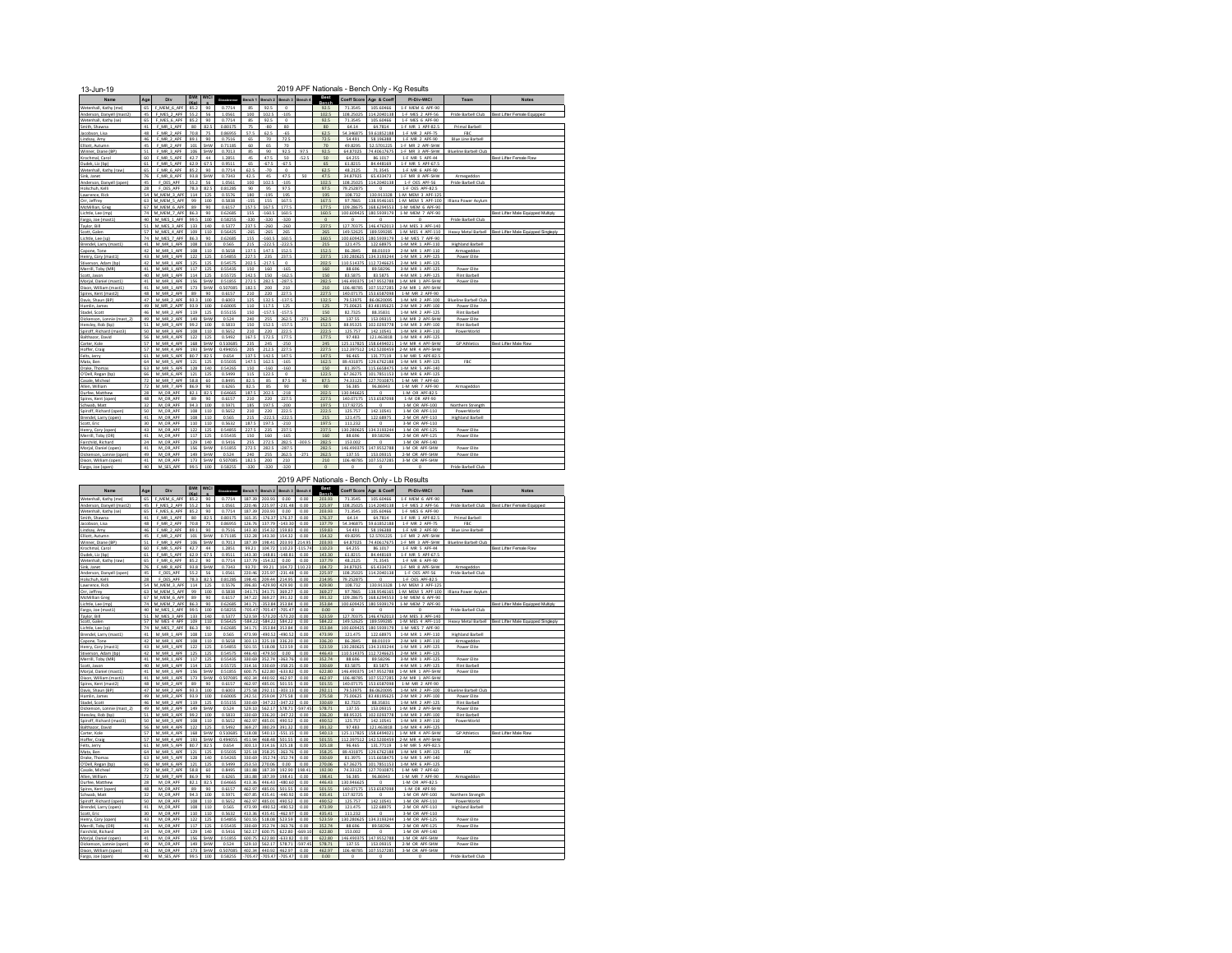13-Jun-19

# 2019 APF Nationals - Bench Only - Kg Results

| Name | Age | Div | BWt (Kg) | WtCls | Glossbrenner | Bench 1 | Bench 2 | Bench 3 | Bench 4 | Best Bench | Coeff Score | Age & Coeff | Pl-Div-WtCl | Team | Notes |
|---|---|---|---|---|---|---|---|---|---|---|---|---|---|---|---|
| Wetenhall, Kathy (me) | 65 | F_MEM_6_APF | 85.2 | 90 | 0.7714 | 85 | 92.5 | 0 | | 92.5 | 71.3545 | 105.60466 | 1-F MEM 6 APF-90 | | |
| Anderson, Danyell (mast2) | 45 | F_MES_2_APF | 55.2 | 56 | 1.0561 | 100 | 102.5 | -105 | | 102.5 | 108.25025 | 114.2040138 | 1-F MES 2 APF-56 | Pride Barbell Club | Best Lifter Female Equipped |
| Wetenhall, Kathy (se) | 65 | F_MES_6_APF | 85.2 | 90 | 0.7714 | 85 | 92.5 | 0 | | 92.5 | 71.3545 | 105.60466 | 1-F MES 6 APF-90 | | |
| Smith, Shawna | 41 | F_MR_1_APF | 80 | 82.5 | 0.80175 | 75 | -80 | 80 | | 80 | 64.14 | 64.7814 | 1-F MR 1 APF-82.5 | Primal Barbell | |
| Jacobson, Lisa | 48 | F_MR_2_APF | 70.8 | 75 | 0.86955 | 57.5 | 62.5 | -65 | | 62.5 | 54.346875 | 59.61852188 | 1-F MR 2 APF-75 | FBC | |
| Lindsay, Amy | 46 | F_MR_2_APF | 89.1 | 90 | 0.7516 | 65 | 70 | 72.5 | | 72.5 | 54.491 | 58.196388 | 1-F MR 2 APF-90 | Blue Line Barbell | |
| Elliott, Autumn | 45 | F_MR_2_APF | 101 | SHW | 0.71185 | 60 | 65 | 70 | | 70 | 49.8295 | 52.5701225 | 1-F MR 2 APF-SHW | | |
| Witmer, Diane (BP) | 51 | F_MR_3_APF | 106 | SHW | 0.7013 | 85 | 90 | 92.5 | 97.5 | 92.5 | 64.87025 | 74.40637675 | 1-F MR 3 APF-SHW | Blueline Barbell Club | |
| Krochmal, Carol | 60 | F_MR_5_APF | 42.7 | 44 | 1.2851 | 45 | 47.5 | 50 | -52.5 | 50 | 64.255 | 86.1017 | 1-F MR 5 APF-44 | | Best Lifter Female Raw |
| Dudek, Liz (bp) | 61 | F_MR_5_APF | 62.9 | 67.5 | 0.9511 | 65 | 67.5 | -67.5 | | 65 | 61.8215 | 84.448169 | 1-F MR 5 APF-67.5 | | |
| Wetenhall, Kathy (raw) | 65 | F_MR_6_APF | 85.2 | 90 | 0.7714 | 62.5 | -70 | 0 | | 62.5 | 48.2125 | 71.3545 | 1-F MR 6 APF-90 | | |
| Sink, Janet | 76 | F_MR_8_APF | 93.8 | SHW | 0.7343 | 42.5 | 45 | 47.5 | 50 | 47.5 | 34.87925 | 65.433473 | 1-F MR 8 APF-SHW | Armageddon | |
| Anderson, Danyell (open) | 45 | F_OES_APF | 55.2 | 56 | 1.0561 | 100 | 102.5 | -105 | | 102.5 | 108.25025 | 114.2040138 | 1-F OES APF-56 | Pride Barbell Club | |
| Holschuh, Kelli | 28 | F_OES_APF | 78.3 | 82.5 | 0.81285 | 90 | 95 | 97.5 | | 97.5 | 79.252875 | 0 | 1-F OES APF-82.5 | | |
| Lawrence, Rick | 54 | M_MEM_3_APF | 124 | 125 | 0.5576 | 180 | -195 | 195 | | 195 | 108.732 | 130.913328 | 1-M MEM 3 APF-125 | | |
| Orr, Jeffrey | 63 | M_MEM_5_APF | 99 | 100 | 0.5838 | -155 | 155 | 167.5 | | 167.5 | 97.7865 | 138.9546165 | 1-M MEM 5 APF-100 | Illana Power Asylum | |
| McMillan, Greg | 67 | M_MEM_6_APF | 89 | 90 | 0.6157 | 157.5 | 167.5 | 177.5 | | 177.5 | 109.28675 | 168.6294553 | 1-M MEM 6 APF-90 | | |
| Lichtie, Lee (mp) | 74 | M_MEM_7_APF | 86.3 | 90 | 0.62685 | 155 | 160.5 | 160.5 | | 160.5 | 100.609425 | 180.5939179 | 1-M MEM 7 APF-90 | | Best Lifter Male Equipped Multiply |
| Fargo, Joe (mast1) | 40 | M_MES_1_APF | 99.5 | 100 | 0.58255 | -320 | -320 | -320 | | 0 | 0 | 0 | 0 | Pride Barbell Club | |
| Taylor, Bill | 51 | M_MES_3_APF | 133 | 140 | 0.5377 | 237.5 | -260 | -260 | | 237.5 | 127.70375 | 146.4762013 | 1-M MES 3 APF-140 | | |
| Scott, Galen | 57 | M_MES_4_APF | 109 | 110 | 0.56425 | -265 | -265 | 265 | | 265 | 149.52625 | 189.599285 | 1-M MES 4 APF-110 | Heavy Metal Barbell | Best Lifter Male Equipped Singleply |
| Lichtie, Lee (sp) | 74 | M_MES_7_APF | 86.3 | 90 | 0.62685 | 155 | 160.5 | 160.5 | | 160.5 | 100.609425 | 180.5939179 | 1-M MES 7 APF-90 | | |
| Brendel, Larry (mast1) | 41 | M_MR_1_APF | 108 | 110 | 0.565 | 215 | -222.5 | -222.5 | | 215 | 121.475 | 122.68975 | 1-M MR 1 APF-110 | Highland Barbell | |
| Capone, Tone | 42 | M_MR_1_APF | 108 | 110 | 0.5658 | 137.5 | 147.5 | 152.5 | | 152.5 | 86.2845 | 88.01019 | 2-M MR 1 APF-110 | Armageddon | |
| Henry, Cory (mast1) | 43 | M_MR_1_APF | 122 | 125 | 0.54855 | 227.5 | 235 | 237.5 | | 237.5 | 130.280625 | 134.3193244 | 1-M MR 1 APF-125 | Power Elite | |
| Stiverson, Adam (bp) | 42 | M_MR_1_APF | 125 | 125 | 0.54575 | 202.5 | 217.5 | 0 | | 202.5 | 110.514375 | 112.7246625 | 2-M MR 1 APF-125 | | |
| Merrill, Toby (MR) | 41 | M_MR_1_APF | 117 | 125 | 0.55435 | 150 | 160 | -165 | | 160 | 88.696 | 89.58296 | 3-M MR 1 APF-125 | Power Elite | |
| Scott, Jason | 40 | M_MR_1_APF | 114 | 125 | 0.55725 | 142.5 | 150 | -162.5 | | 150 | 83.5875 | 83.5875 | 4-M MR 1 APF-125 | Flint Barbell | |
| Morjal, Daniel (mast1) | 41 | M_MR_1_APF | 156 | SHW | 0.51855 | 272.5 | 282.5 | -287.5 | | 282.5 | 146.490375 | 147.9552788 | 1-M MR 1 APF-SHW | Power Elite | |
| Dixon, William (mast1) | 41 | M_MR_1_APF | 173 | SHW | 0.507085 | 182.5 | 200 | 210 | | 210 | 106.48785 | 107.5527285 | 2-M MR 1 APF-SHW | | |
| Spires, Kent (mast2) | 48 | M_MR_2_APF | 89 | 90 | 0.6157 | 210 | 220 | 227.5 | | 227.5 | 140.07175 | 153.6587098 | 1-M MR 2 APF-90 | | |
| Davis, Shaun (BP) | 47 | M_MR_2_APF | 93.3 | 100 | 0.6003 | 125 | 132.5 | -137.5 | | 132.5 | 79.53975 | 86.0620095 | 1-M MR 2 APF-100 | Blueline Barbell Club | |
| Hamlin, James | 49 | M_MR_2_APF | 93.9 | 100 | 0.60005 | 110 | 117.5 | 125 | | 125 | 75.00625 | 83.48195625 | 2-M MR 2 APF-100 | Power Elite | |
| Stodel, Scott | 46 | M_MR_2_APF | 119 | 125 | 0.55155 | 150 | 157.5 | -157.5 | | 150 | 82.7325 | 88.35831 | 1-M MR 2 APF-125 | Flint Barbell | |
| Dickenson, Lonnie (mast_2) | 49 | M_MR_2_APF | 149 | SHW | 0.524 | 240 | 255 | 262.5 | -271 | 262.5 | 137.55 | 153.09315 | 1-M MR 2 APF-SHW | Power Elite | |
| Hensley, Rob (bp) | 51 | M_MR_3_APF | 99.2 | 100 | 0.5833 | 150 | 152.5 | -157.5 | | 152.5 | 88.95325 | 102.0293778 | 1-M MR 3 APF-100 | Flint Barbell | |
| Spiroff, Richard (mast3) | 50 | M_MR_3_APF | 108 | 110 | 0.5652 | 210 | 220 | 222.5 | | 222.5 | 125.757 | 142.10541 | 1-M MR 3 APF-110 | PowerWorld | |
| Balthazor, David | 56 | M_MR_4_APF | 122 | 125 | 0.5492 | 167.5 | 172.5 | 177.5 | | 177.5 | 97.483 | 121.463818 | 1-M MR 4 APF-125 | | |
| Carter, Kole | 57 | M_MR_4_APF | 168 | SHW | 0.510685 | 235 | 245 | -250 | | 245 | 125.117825 | 158.6494021 | 1-M MR 4 APF-SHW | GP Athletics | Best Lifter Male Raw |
| Hoffer, Craig | 57 | M_MR_4_APF | 193 | SHW | 0.494055 | 205 | 212.5 | 227.5 | | 227.5 | 112.397512 | 142.5200459 | 2-M MR 4 APF-SHW | | |
| Felts, Jerry | 61 | M_MR_5_APF | 80.7 | 82.5 | 0.654 | 137.5 | 142.5 | 147.5 | | 147.5 | 96.465 | 131.77119 | 1-M MR 5 APF-82.5 | | |
| Mata, Ben | 64 | M_MR_5_APF | 121 | 125 | 0.55035 | 147.5 | 162.5 | -165 | | 162.5 | 89.431875 | 129.6762188 | 1-M MR 5 APF-125 | FBC | |
| Drake, Thomas | 63 | M_MR_5_APF | 128 | 140 | 0.54265 | 150 | -160 | -160 | | 150 | 81.3975 | 115.6658475 | 1-M MR 5 APF-140 | | |
| O'Dell, Regan (bp) | 66 | M_MR_6_APF | 121 | 125 | 0.5499 | 115 | 122.5 | 0 | | 122.5 | 67.36275 | 101.7851153 | 1-M MR 6 APF-125 | | |
| Casale, Micheal | 72 | M_MR_7_APF | 58.8 | 60 | 0.8495 | 82.5 | 85 | 87.5 | 90 | 87.5 | 74.33125 | 127.7010875 | 1-M MR 7 APF-60 | | |
| Allen, William | 72 | M_MR_7_APF | 86.9 | 90 | 0.6265 | 82.5 | 85 | 90 | | 90 | 56.385 | 96.86943 | 1-M MR 7 APF-90 | Armageddon | |
| Durfee, Matthew | 28 | M_OR_APF | 82.1 | 82.5 | 0.64665 | 187.5 | 202.5 | -218 | | 202.5 | 130.946625 | 0 | 1-M OR APF-82.5 | | |
| Spires, Kent (open) | 48 | M_OR_APF | 89 | 90 | 0.6157 | 210 | 220 | 227.5 | | 227.5 | 140.07175 | 153.6587098 | 1-M OR APF-90 | | |
| Schwab, Matt | 32 | M_OR_APF | 94.3 | 100 | 0.5971 | 185 | 197.5 | -200 | | 197.5 | 117.92725 | 0 | 1-M OR APF-100 | Northern Strength | |
| Spiroff, Richard (open) | 50 | M_OR_APF | 108 | 110 | 0.5652 | 210 | 220 | 222.5 | | 222.5 | 125.757 | 142.10541 | 1-M OR APF-110 | PowerWorld | |
| Brendel, Larry (open) | 41 | M_OR_APF | 108 | 110 | 0.565 | 215 | -222.5 | -222.5 | | 215 | 121.475 | 122.68975 | 2-M OR APF-110 | Highland Barbell | |
| Scott, Eric | 30 | M_OR_APF | 110 | 110 | 0.5632 | 187.5 | 197.5 | -210 | | 197.5 | 111.232 | 0 | 3-M OR APF-110 | | |
| Henry, Cory (open) | 43 | M_OR_APF | 122 | 125 | 0.54855 | 227.5 | 235 | 237.5 | | 237.5 | 130.280625 | 134.3193244 | 1-M OR APF-125 | Power Elite | |
| Merrill, Toby (OR) | 41 | M_OR_APF | 117 | 125 | 0.55435 | 150 | 160 | -165 | | 160 | 88.696 | 89.58296 | 2-M OR APF-125 | Power Elite | |
| Fairchild, Richard | 24 | M_OR_APF | 129 | 140 | 0.5416 | 255 | 272.5 | 282.5 | -303.5 | 282.5 | 153.002 | 0 | 1-M OR APF-140 | | |
| Morjal, Daniel (open) | 41 | M_OR_APF | 156 | SHW | 0.51855 | 272.5 | 282.5 | -287.5 | | 282.5 | 146.490375 | 147.9552788 | 1-M OR APF-SHW | Power Elite | |
| Dickenson, Lonnie (open) | 49 | M_OR_APF | 149 | SHW | 0.524 | 240 | 255 | 262.5 | -271 | 262.5 | 137.55 | 153.09315 | 2-M OR APF-SHW | Power Elite | |
| Dixon, William (open) | 41 | M_OR_APF | 173 | SHW | 0.507085 | 182.5 | 200 | 210 | | 210 | 106.48785 | 107.5527285 | 3-M OR APF-SHW | | |
| Fargo, Joe (open) | 40 | M_SES_APF | 99.5 | 100 | 0.58255 | -320 | -320 | -320 | | 0 | 0 | 0 | 0 | Pride Barbell Club | |

# 2019 APF Nationals - Bench Only - Lb Results

| Name | Age | Div | BWt (Kg) | WtCls | Glossbrenner | Bench 1 | Bench 2 | Bench 3 | Bench 4 | Best Bench | Coeff Score | Age & Coeff | Pl-Div-WtCl | Team | Notes |
|---|---|---|---|---|---|---|---|---|---|---|---|---|---|---|---|
| Wetenhall, Kathy (me) | 65 | F_MEM_6_APF | 85.2 | 90 | 0.7714 | 187.39 | 203.93 | 0.00 | 0.00 | 203.93 | 71.3545 | 105.60466 | 1-F MEM 6 APF-90 | | |
| Anderson, Danyell (mast2) | 45 | F_MES_2_APF | 55.2 | 56 | 1.0561 | 220.46 | 225.97 | -231.48 | 0.00 | 225.97 | 108.25025 | 114.2040138 | 1-F MES 2 APF-56 | Pride Barbell Club | Best Lifter Female Equipped |
| Wetenhall, Kathy (se) | 65 | F_MES_6_APF | 85.2 | 90 | 0.7714 | 187.39 | 203.93 | 0.00 | 0.00 | 203.93 | 71.3545 | 105.60466 | 1-F MES 6 APF-90 | | |
| Smith, Shawna | 41 | F_MR_1_APF | 80 | 82.5 | 0.80175 | 165.35 | -176.37 | 176.37 | 0.00 | 176.37 | 64.14 | 64.7814 | 1-F MR 1 APF-82.5 | Primal Barbell | |
| Jacobson, Lisa | 48 | F_MR_2_APF | 70.8 | 75 | 0.86955 | 126.76 | 137.79 | -143.30 | 0.00 | 137.79 | 54.346875 | 59.61852188 | 1-F MR 2 APF-75 | FBC | |
| Lindsay, Amy | 46 | F_MR_2_APF | 89.1 | 90 | 0.7516 | 143.30 | 154.32 | 159.83 | 0.00 | 159.83 | 54.491 | 58.196388 | 1-F MR 2 APF-90 | Blue Line Barbell | |
| Elliott, Autumn | 45 | F_MR_2_APF | 101 | SHW | 0.71185 | 132.28 | 143.30 | 154.32 | 0.00 | 154.32 | 49.8295 | 52.5701225 | 1-F MR 2 APF-SHW | | |
| Witmer, Diane (BP) | 51 | F_MR_3_APF | 106 | SHW | 0.7013 | 187.39 | 198.41 | 203.93 | 214.95 | 203.93 | 64.87025 | 74.40637675 | 1-F MR 3 APF-SHW | Blueline Barbell Club | |
| Krochmal, Carol | 60 | F_MR_5_APF | 42.7 | 44 | 1.2851 | 99.21 | 104.72 | 110.23 | -115.74 | 110.23 | 64.255 | 86.1017 | 1-F MR 5 APF-44 | | Best Lifter Female Raw |
| Dudek, Liz (bp) | 61 | F_MR_5_APF | 62.9 | 67.5 | 0.9511 | 143.30 | 148.81 | -148.81 | 0.00 | 143.30 | 61.8215 | 84.448169 | 1-F MR 5 APF-67.5 | | |
| Wetenhall, Kathy (raw) | 65 | F_MR_6_APF | 85.2 | 90 | 0.7714 | 137.79 | -154.32 | 0.00 | 0.00 | 137.79 | 48.2125 | 71.3545 | 1-F MR 6 APF-90 | | |
| Sink, Janet | 76 | F_MR_8_APF | 93.8 | SHW | 0.7343 | 93.70 | 99.21 | 104.72 | 110.23 | 104.72 | 34.87925 | 65.433473 | 1-F MR 8 APF-SHW | Armageddon | |
| Anderson, Danyell (open) | 45 | F_OES_APF | 55.2 | 56 | 1.0561 | 220.46 | 225.97 | -231.48 | 0.00 | 225.97 | 108.25025 | 114.2040138 | 1-F OES APF-56 | Pride Barbell Club | |
| Holschuh, Kelli | 28 | F_OES_APF | 78.3 | 82.5 | 0.81285 | 198.41 | 209.44 | 214.95 | 0.00 | 214.95 | 79.252875 | 0 | 1-F OES APF-82.5 | | |
| Lawrence, Rick | 54 | M_MEM_3_APF | 124 | 125 | 0.5576 | 396.83 | -429.90 | 429.90 | 0.00 | 429.90 | 108.732 | 130.913328 | 1-M MEM 3 APF-125 | | |
| Orr, Jeffrey | 63 | M_MEM_5_APF | 99 | 100 | 0.5838 | -341.71 | 341.71 | 369.27 | 0.00 | 369.27 | 97.7865 | 138.9546165 | 1-M MEM 5 APF-100 | Illana Power Asylum | |
| McMillan, Greg | 67 | M_MEM_6_APF | 89 | 90 | 0.6157 | 347.22 | 369.27 | 391.32 | 0.00 | 391.32 | 109.28675 | 168.6294553 | 1-M MEM 6 APF-90 | | |
| Lichtie, Lee (mp) | 74 | M_MEM_7_APF | 86.3 | 90 | 0.62685 | 341.71 | 353.84 | 353.84 | 0.00 | 353.84 | 100.609425 | 180.5939179 | 1-M MEM 7 APF-90 | | Best Lifter Male Equipped Multiply |
| Fargo, Joe (mast1) | 40 | M_MES_1_APF | 99.5 | 100 | 0.58255 | -705.47 | -705.47 | -705.47 | 0.00 | 0.00 | 0 | 0 | 0 | Pride Barbell Club | |
| Taylor, Bill | 51 | M_MES_3_APF | 133 | 140 | 0.5377 | 523.59 | -573.20 | -573.20 | 0.00 | 523.59 | 127.70375 | 146.4762013 | 1-M MES 3 APF-140 | | |
| Scott, Galen | 57 | M_MES_4_APF | 109 | 110 | 0.56425 | -584.22 | -584.22 | 584.22 | 0.00 | 584.22 | 149.52625 | 189.599285 | 1-M MES 4 APF-110 | Heavy Metal Barbell | Best Lifter Male Equipped Singleply |
| Lichtie, Lee (sp) | 74 | M_MES_7_APF | 86.3 | 90 | 0.62685 | 341.71 | 353.84 | 353.84 | 0.00 | 353.84 | 100.609425 | 180.5939179 | 1-M MES 7 APF-90 | | |
| Brendel, Larry (mast1) | 41 | M_MR_1_APF | 108 | 110 | 0.565 | 473.99 | -490.52 | -490.52 | 0.00 | 473.99 | 121.475 | 122.68975 | 1-M MR 1 APF-110 | Highland Barbell | |
| Capone, Tone | 42 | M_MR_1_APF | 108 | 110 | 0.5658 | 303.13 | 325.18 | 336.20 | 0.00 | 336.20 | 86.2845 | 88.01019 | 2-M MR 1 APF-110 | Armageddon | |
| Henry, Cory (mast1) | 43 | M_MR_1_APF | 122 | 125 | 0.54855 | 501.55 | 518.08 | 523.59 | 0.00 | 523.59 | 130.280625 | 134.3193244 | 1-M MR 1 APF-125 | Power Elite | |
| Stiverson, Adam (bp) | 42 | M_MR_1_APF | 125 | 125 | 0.54575 | 446.43 | 479.50 | 0.00 | 0.00 | 446.43 | 110.514375 | 112.7246625 | 2-M MR 1 APF-125 | | |
| Merrill, Toby (MR) | 41 | M_MR_1_APF | 117 | 125 | 0.55435 | 330.69 | 352.74 | -363.76 | 0.00 | 352.74 | 88.696 | 89.58296 | 3-M MR 1 APF-125 | Power Elite | |
| Scott, Jason | 40 | M_MR_1_APF | 114 | 125 | 0.55725 | 314.16 | 330.69 | -358.25 | 0.00 | 330.69 | 83.5875 | 83.5875 | 4-M MR 1 APF-125 | Flint Barbell | |
| Morjal, Daniel (mast1) | 41 | M_MR_1_APF | 156 | SHW | 0.51855 | 600.75 | 622.80 | -633.82 | 0.00 | 622.80 | 146.490375 | 147.9552788 | 1-M MR 1 APF-SHW | Power Elite | |
| Dixon, William (mast1) | 41 | M_MR_1_APF | 173 | SHW | 0.507085 | 402.34 | 440.92 | 462.97 | 0.00 | 462.97 | 106.48785 | 107.5527285 | 2-M MR 1 APF-SHW | | |
| Spires, Kent (mast2) | 48 | M_MR_2_APF | 89 | 90 | 0.6157 | 462.97 | 485.01 | 501.55 | 0.00 | 501.55 | 140.07175 | 153.6587098 | 1-M MR 2 APF-90 | | |
| Davis, Shaun (BP) | 47 | M_MR_2_APF | 93.3 | 100 | 0.6003 | 275.58 | 292.11 | -303.13 | 0.00 | 292.11 | 79.53975 | 86.0620095 | 1-M MR 2 APF-100 | Blueline Barbell Club | |
| Hamlin, James | 49 | M_MR_2_APF | 93.9 | 100 | 0.60005 | 242.51 | 259.04 | 275.58 | 0.00 | 275.58 | 75.00625 | 83.48195625 | 2-M MR 2 APF-100 | Power Elite | |
| Stodel, Scott | 46 | M_MR_2_APF | 119 | 125 | 0.55155 | 330.69 | 347.22 | -347.22 | 0.00 | 330.69 | 82.7325 | 88.35831 | 1-M MR 2 APF-125 | Flint Barbell | |
| Dickenson, Lonnie (mast_2) | 49 | M_MR_2_APF | 149 | SHW | 0.524 | 529.10 | 562.17 | 578.71 | -597.45 | 578.71 | 137.55 | 153.09315 | 1-M MR 2 APF-SHW | Power Elite | |
| Hensley, Rob (bp) | 51 | M_MR_3_APF | 99.2 | 100 | 0.5833 | 330.69 | 336.20 | -347.22 | 0.00 | 336.20 | 88.95325 | 102.0293778 | 1-M MR 3 APF-100 | Flint Barbell | |
| Spiroff, Richard (mast3) | 50 | M_MR_3_APF | 108 | 110 | 0.5652 | 462.97 | 485.01 | 490.52 | 0.00 | 490.52 | 125.757 | 142.10541 | 1-M MR 3 APF-110 | PowerWorld | |
| Balthazor, David | 56 | M_MR_4_APF | 122 | 125 | 0.5492 | 369.27 | 380.29 | 391.32 | 0.00 | 391.32 | 97.483 | 121.463818 | 1-M MR 4 APF-125 | | |
| Carter, Kole | 57 | M_MR_4_APF | 168 | SHW | 0.510685 | 518.08 | 540.13 | -551.15 | 0.00 | 540.13 | 125.117825 | 158.6494021 | 1-M MR 4 APF-SHW | GP Athletics | Best Lifter Male Raw |
| Hoffer, Craig | 57 | M_MR_4_APF | 193 | SHW | 0.494055 | 451.94 | 468.48 | 501.55 | 0.00 | 501.55 | 112.397512 | 142.5200459 | 2-M MR 4 APF-SHW | | |
| Felts, Jerry | 61 | M_MR_5_APF | 80.7 | 82.5 | 0.654 | 303.13 | 314.16 | 325.18 | 0.00 | 325.18 | 96.465 | 131.77119 | 1-M MR 5 APF-82.5 | | |
| Mata, Ben | 64 | M_MR_5_APF | 121 | 125 | 0.55035 | 325.18 | 358.25 | -363.76 | 0.00 | 358.25 | 89.431875 | 129.6762188 | 1-M MR 5 APF-125 | FBC | |
| Drake, Thomas | 63 | M_MR_5_APF | 128 | 140 | 0.54265 | 330.69 | -352.74 | -352.74 | 0.00 | 330.69 | 81.3975 | 115.6658475 | 1-M MR 5 APF-140 | | |
| O'Dell, Regan (bp) | 66 | M_MR_6_APF | 121 | 125 | 0.5499 | 253.53 | 270.06 | 0.00 | 0.00 | 270.06 | 67.36275 | 101.7851153 | 1-M MR 6 APF-125 | | |
| Casale, Micheal | 72 | M_MR_7_APF | 58.8 | 60 | 0.8495 | 181.88 | 187.39 | 192.90 | 198.41 | 192.90 | 74.33125 | 127.7010875 | 1-M MR 7 APF-60 | | |
| Allen, William | 72 | M_MR_7_APF | 86.9 | 90 | 0.6265 | 181.88 | 187.39 | 198.41 | 0.00 | 198.41 | 56.385 | 96.86943 | 1-M MR 7 APF-90 | Armageddon | |
| Durfee, Matthew | 28 | M_OR_APF | 82.1 | 82.5 | 0.64665 | 413.36 | 446.43 | -480.60 | 0.00 | 446.43 | 130.946625 | 0 | 1-M OR APF-82.5 | | |
| Spires, Kent (open) | 48 | M_OR_APF | 89 | 90 | 0.6157 | 462.97 | 485.01 | 501.55 | 0.00 | 501.55 | 140.07175 | 153.6587098 | 1-M OR APF-90 | | |
| Schwab, Matt | 32 | M_OR_APF | 94.3 | 100 | 0.5971 | 407.85 | 435.41 | -440.92 | 0.00 | 435.41 | 117.92725 | 0 | 1-M OR APF-100 | Northern Strength | |
| Spiroff, Richard (open) | 50 | M_OR_APF | 108 | 110 | 0.5652 | 462.97 | 485.01 | 490.52 | 0.00 | 490.52 | 125.757 | 142.10541 | 1-M OR APF-110 | PowerWorld | |
| Brendel, Larry (open) | 41 | M_OR_APF | 108 | 110 | 0.565 | 473.99 | -490.52 | -490.52 | 0.00 | 473.99 | 121.475 | 122.68975 | 2-M OR APF-110 | Highland Barbell | |
| Scott, Eric | 30 | M_OR_APF | 110 | 110 | 0.5632 | 413.36 | 435.41 | -462.97 | 0.00 | 435.41 | 111.232 | 0 | 3-M OR APF-110 | | |
| Henry, Cory (open) | 43 | M_OR_APF | 122 | 125 | 0.54855 | 501.55 | 518.08 | 523.59 | 0.00 | 523.59 | 130.280625 | 134.3193244 | 1-M OR APF-125 | Power Elite | |
| Merrill, Toby (OR) | 41 | M_OR_APF | 117 | 125 | 0.55435 | 330.69 | 352.74 | -363.76 | 0.00 | 352.74 | 88.696 | 89.58296 | 2-M OR APF-125 | Power Elite | |
| Fairchild, Richard | 24 | M_OR_APF | 129 | 140 | 0.5416 | 562.17 | 600.75 | 622.80 | -669.10 | 622.80 | 153.002 | 0 | 1-M OR APF-140 | | |
| Morjal, Daniel (open) | 41 | M_OR_APF | 156 | SHW | 0.51855 | 600.75 | 622.80 | -633.82 | 0.00 | 622.80 | 146.490375 | 147.9552788 | 1-M OR APF-SHW | Power Elite | |
| Dickenson, Lonnie (open) | 49 | M_OR_APF | 149 | SHW | 0.524 | 529.10 | 562.17 | 578.71 | -597.45 | 578.71 | 137.55 | 153.09315 | 2-M OR APF-SHW | Power Elite | |
| Dixon, William (open) | 41 | M_OR_APF | 173 | SHW | 0.507085 | 402.34 | 440.92 | 462.97 | 0.00 | 462.97 | 106.48785 | 107.5527285 | 3-M OR APF-SHW | | |
| Fargo, Joe (open) | 40 | M_SES_APF | 99.5 | 100 | 0.58255 | -705.47 | -705.47 | -705.47 | 0.00 | 0.00 | 0 | 0 | 0 | Pride Barbell Club | |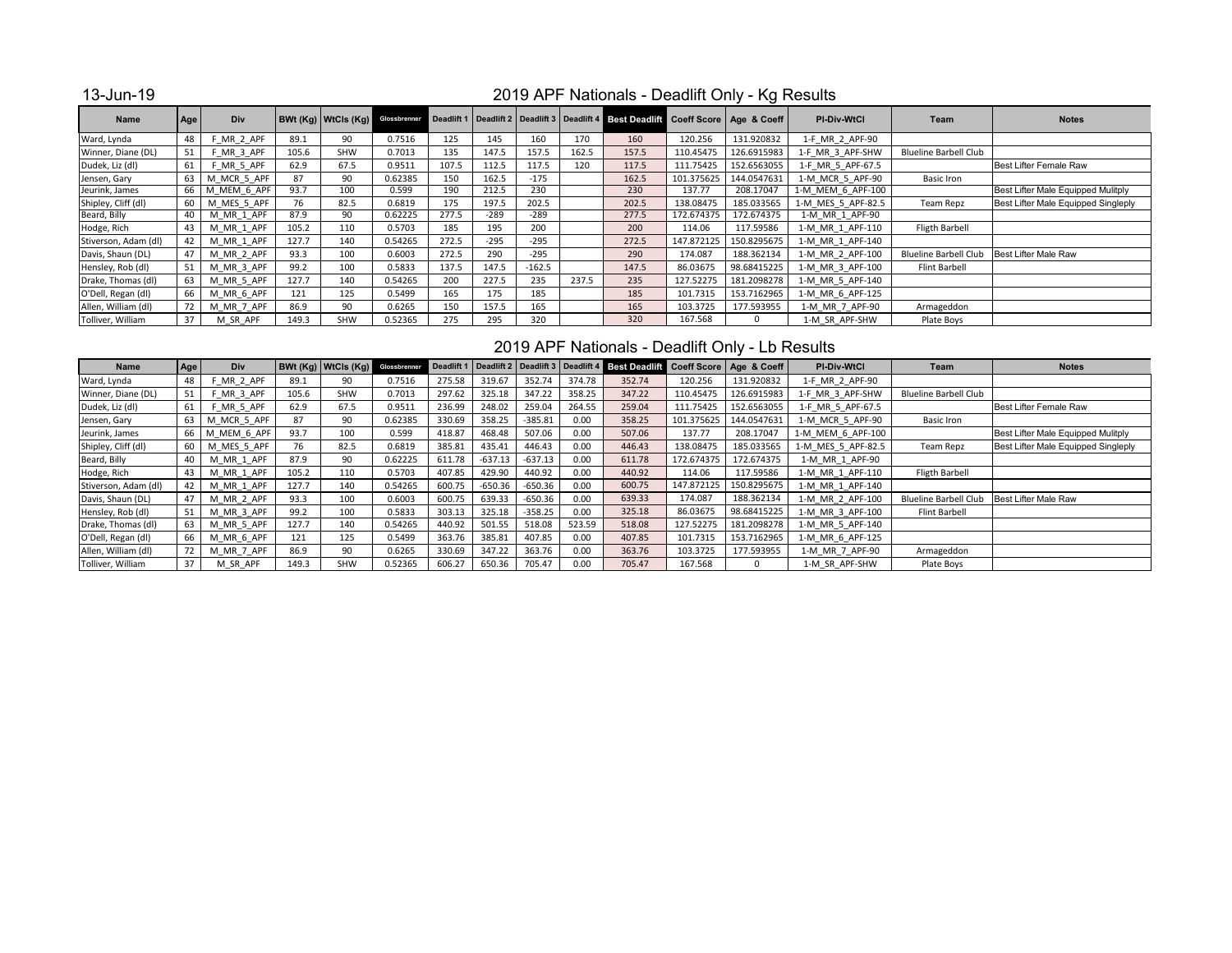13-Jun-19

## 2019 APF Nationals - Deadlift Only - Kg Results

| Name | Age | Div | BWt (Kg) | WtCls (Kg) | Glossbrenner | Deadlift 1 | Deadlift 2 | Deadlift 3 | Deadlift 4 | Best Deadlift | Coeff Score | Age & Coeff | Pl-Div-WtCl | Team | Notes |
|---|---|---|---|---|---|---|---|---|---|---|---|---|---|---|---|
| Ward, Lynda | 48 | F_MR_2_APF | 89.1 | 90 | 0.7516 | 125 | 145 | 160 | 170 | 160 | 120.256 | 131.920832 | 1-F_MR_2_APF-90 | | |
| Winner, Diane (DL) | 51 | F_MR_3_APF | 105.6 | SHW | 0.7013 | 135 | 147.5 | 157.5 | 162.5 | 157.5 | 110.45475 | 126.6915983 | 1-F_MR_3_APF-SHW | Blueline Barbell Club | |
| Dudek, Liz (dl) | 61 | F_MR_5_APF | 62.9 | 67.5 | 0.9511 | 107.5 | 112.5 | 117.5 | 120 | 117.5 | 111.75425 | 152.6563055 | 1-F_MR_5_APF-67.5 | | Best Lifter Female Raw |
| Jensen, Gary | 63 | M_MCR_5_APF | 87 | 90 | 0.62385 | 150 | 162.5 | -175 | | 162.5 | 101.375625 | 144.0547631 | 1-M_MCR_5_APF-90 | Basic Iron | |
| Jeurink, James | 66 | M_MEM_6_APF | 93.7 | 100 | 0.599 | 190 | 212.5 | 230 | | 230 | 137.77 | 208.17047 | 1-M_MEM_6_APF-100 | | Best Lifter Male Equipped Mulitply |
| Shipley, Cliff (dl) | 60 | M_MES_5_APF | 76 | 82.5 | 0.6819 | 175 | 197.5 | 202.5 | | 202.5 | 138.08475 | 185.033565 | 1-M_MES_5_APF-82.5 | Team Repz | Best Lifter Male Equipped Singleply |
| Beard, Billy | 40 | M_MR_1_APF | 87.9 | 90 | 0.62225 | 277.5 | -289 | -289 | | 277.5 | 172.674375 | 172.674375 | 1-M_MR_1_APF-90 | | |
| Hodge, Rich | 43 | M_MR_1_APF | 105.2 | 110 | 0.5703 | 185 | 195 | 200 | | 200 | 114.06 | 117.59586 | 1-M_MR_1_APF-110 | Fligth Barbell | |
| Stiverson, Adam (dl) | 42 | M_MR_1_APF | 127.7 | 140 | 0.54265 | 272.5 | -295 | -295 | | 272.5 | 147.872125 | 150.8295675 | 1-M_MR_1_APF-140 | | |
| Davis, Shaun (DL) | 47 | M_MR_2_APF | 93.3 | 100 | 0.6003 | 272.5 | 290 | -295 | | 290 | 174.087 | 188.362134 | 1-M_MR_2_APF-100 | Blueline Barbell Club | Best Lifter Male Raw |
| Hensley, Rob (dl) | 51 | M_MR_3_APF | 99.2 | 100 | 0.5833 | 137.5 | 147.5 | -162.5 | | 147.5 | 86.03675 | 98.68415225 | 1-M_MR_3_APF-100 | Flint Barbell | |
| Drake, Thomas (dl) | 63 | M_MR_5_APF | 127.7 | 140 | 0.54265 | 200 | 227.5 | 235 | 237.5 | 235 | 127.52275 | 181.2098278 | 1-M_MR_5_APF-140 | | |
| O'Dell, Regan (dl) | 66 | M_MR_6_APF | 121 | 125 | 0.5499 | 165 | 175 | 185 | | 185 | 101.7315 | 153.7162965 | 1-M_MR_6_APF-125 | | |
| Allen, William (dl) | 72 | M_MR_7_APF | 86.9 | 90 | 0.6265 | 150 | 157.5 | 165 | | 165 | 103.3725 | 177.593955 | 1-M_MR_7_APF-90 | Armageddon | |
| Tolliver, William | 37 | M_SR_APF | 149.3 | SHW | 0.52365 | 275 | 295 | 320 | | 320 | 167.568 | 0 | 1-M_SR_APF-SHW | Plate Boys | |

## 2019 APF Nationals - Deadlift Only - Lb Results

| Name | Age | Div | BWt (Kg) | WtCls (Kg) | Glossbrenner | Deadlift 1 | Deadlift 2 | Deadlift 3 | Deadlift 4 | Best Deadlift | Coeff Score | Age & Coeff | Pl-Div-WtCl | Team | Notes |
|---|---|---|---|---|---|---|---|---|---|---|---|---|---|---|---|
| Ward, Lynda | 48 | F_MR_2_APF | 89.1 | 90 | 0.7516 | 275.58 | 319.67 | 352.74 | 374.78 | 352.74 | 120.256 | 131.920832 | 1-F_MR_2_APF-90 | | |
| Winner, Diane (DL) | 51 | F_MR_3_APF | 105.6 | SHW | 0.7013 | 297.62 | 325.18 | 347.22 | 358.25 | 347.22 | 110.45475 | 126.6915983 | 1-F_MR_3_APF-SHW | Blueline Barbell Club | |
| Dudek, Liz (dl) | 61 | F_MR_5_APF | 62.9 | 67.5 | 0.9511 | 236.99 | 248.02 | 259.04 | 264.55 | 259.04 | 111.75425 | 152.6563055 | 1-F_MR_5_APF-67.5 | | Best Lifter Female Raw |
| Jensen, Gary | 63 | M_MCR_5_APF | 87 | 90 | 0.62385 | 330.69 | 358.25 | -385.81 | 0.00 | 358.25 | 101.375625 | 144.0547631 | 1-M_MCR_5_APF-90 | Basic Iron | |
| Jeurink, James | 66 | M_MEM_6_APF | 93.7 | 100 | 0.599 | 418.87 | 468.48 | 507.06 | 0.00 | 507.06 | 137.77 | 208.17047 | 1-M_MEM_6_APF-100 | | Best Lifter Male Equipped Mulitply |
| Shipley, Cliff (dl) | 60 | M_MES_5_APF | 76 | 82.5 | 0.6819 | 385.81 | 435.41 | 446.43 | 0.00 | 446.43 | 138.08475 | 185.033565 | 1-M_MES_5_APF-82.5 | Team Repz | Best Lifter Male Equipped Singleply |
| Beard, Billy | 40 | M_MR_1_APF | 87.9 | 90 | 0.62225 | 611.78 | -637.13 | -637.13 | 0.00 | 611.78 | 172.674375 | 172.674375 | 1-M_MR_1_APF-90 | | |
| Hodge, Rich | 43 | M_MR_1_APF | 105.2 | 110 | 0.5703 | 407.85 | 429.90 | 440.92 | 0.00 | 440.92 | 114.06 | 117.59586 | 1-M_MR_1_APF-110 | Fligth Barbell | |
| Stiverson, Adam (dl) | 42 | M_MR_1_APF | 127.7 | 140 | 0.54265 | 600.75 | -650.36 | -650.36 | 0.00 | 600.75 | 147.872125 | 150.8295675 | 1-M_MR_1_APF-140 | | |
| Davis, Shaun (DL) | 47 | M_MR_2_APF | 93.3 | 100 | 0.6003 | 600.75 | 639.33 | -650.36 | 0.00 | 639.33 | 174.087 | 188.362134 | 1-M_MR_2_APF-100 | Blueline Barbell Club | Best Lifter Male Raw |
| Hensley, Rob (dl) | 51 | M_MR_3_APF | 99.2 | 100 | 0.5833 | 303.13 | 325.18 | -358.25 | 0.00 | 325.18 | 86.03675 | 98.68415225 | 1-M_MR_3_APF-100 | Flint Barbell | |
| Drake, Thomas (dl) | 63 | M_MR_5_APF | 127.7 | 140 | 0.54265 | 440.92 | 501.55 | 518.08 | 523.59 | 518.08 | 127.52275 | 181.2098278 | 1-M_MR_5_APF-140 | | |
| O'Dell, Regan (dl) | 66 | M_MR_6_APF | 121 | 125 | 0.5499 | 363.76 | 385.81 | 407.85 | 0.00 | 407.85 | 101.7315 | 153.7162965 | 1-M_MR_6_APF-125 | | |
| Allen, William (dl) | 72 | M_MR_7_APF | 86.9 | 90 | 0.6265 | 330.69 | 347.22 | 363.76 | 0.00 | 363.76 | 103.3725 | 177.593955 | 1-M_MR_7_APF-90 | Armageddon | |
| Tolliver, William | 37 | M_SR_APF | 149.3 | SHW | 0.52365 | 606.27 | 650.36 | 705.47 | 0.00 | 705.47 | 167.568 | 0 | 1-M_SR_APF-SHW | Plate Boys | |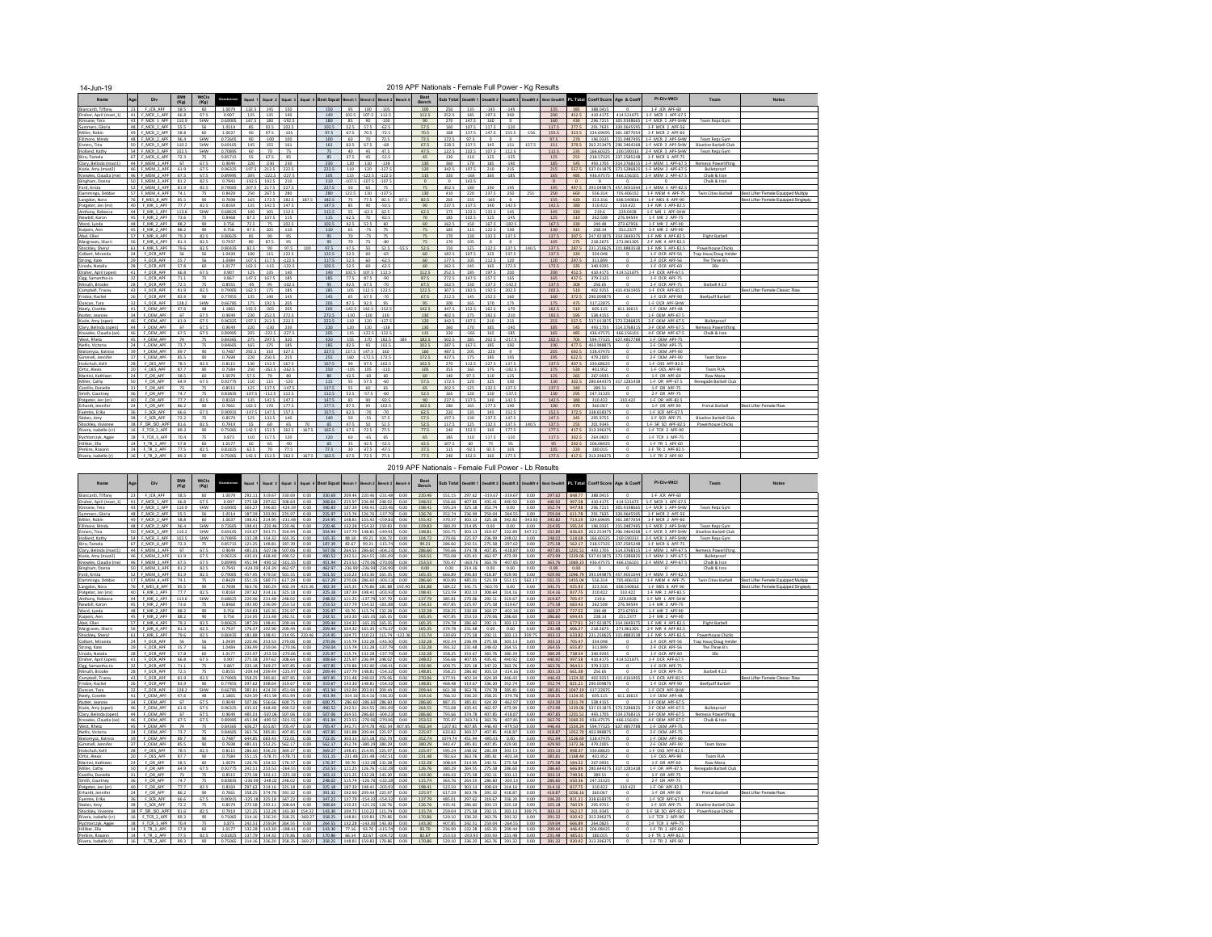14-Jun-19

## 2019 APF Nationals - Female Full Power - Kg Results

| Name | Age | Div | BWt (Kg) | WtCls (Kg) | Glossbrenner | Squat 1 | Squat 2 | Squat 3 | Squat 4 | Best Squat | Bench 1 | Bench 2 | Bench 3 | Bench 4 | Best Bench | Sub Total | Deadlift 1 | Deadlift 2 | Deadlift 3 | Deadlift 4 | Best Deadlift | PL Total | Coeff Score | Age & Coeff | Pl-Div-WtCl | Team | Notes |
|---|---|---|---|---|---|---|---|---|---|---|---|---|---|---|---|---|---|---|---|---|---|---|---|---|---|---|---|
| Biancardi, Tiffany | 23 | F_JCR_APF | 58.5 | 60 | 1.0079 | 132.5 | 145 | 150 | | 150 | 95 | 100 | -105 | | 100 | 250 | 135 | -145 | -145 | | 135 | 385 | 388.0415 | 0 | 1-F JCR APF-60 | | |
| Draher, April (mast_1) | 41 | F_MCR_1_APF | 66.8 | 67.5 | 0.907 | 125 | 135 | 140 | | 140 | 102.5 | 107.5 | 112.5 | | 112.5 | 252.5 | 185 | 197.5 | 200 | | 200 | 452.5 | 410.4175 | 414.521675 | 1-F MCR 1 APF-67.5 | | |
| Kinnane, Tara | 41 | F_MCR_1_APF | 110.9 | SHW | 0.66506 | 167.5 | 180 | -192.5 | | 180 | 85 | 90 | -100 | | 90 | 270 | 147.5 | 160 | 0 | | 160 | 430 | 285.9758 | 288.835558 | 1-F MCR 1 APF-SHW | Team Repz Gym | |
| Summers, Gloria | 48 | F_MCR_2_APF | 55.5 | 56 | 1.0514 | 85 | 92.5 | 102.5 | | 102.5 | 52.5 | 57.5 | -62.5 | | 57.5 | 160 | 107.5 | 117.5 | -120 | | 117.5 | 277.5 | 291.7635 | 320.0645595 | 1-F MCR 2 APF-56 | | |
| Miller, Robin | 49 | F_MCR_2_APF | 58.8 | 60 | 1.0037 | 90 | 97.5 | -105 | | 97.5 | 67.5 | 70.5 | -72.5 | | 70.5 | 168 | 137.5 | 147.5 | 155.5 | -156 | 155.5 | 323.5 | 324.69695 | 361.3877054 | 1-F MCR 2 APF-60 | | |
| Fillmore, Mindy | 48 | F_MCR_2_APF | 96.4 | SHW | 0.72605 | 90 | -100 | 100 | | 100 | 60 | 70 | 72.5 | | 72.5 | 172.5 | 97.5 | 0 | 0 | | 97.5 | 270 | 196.0335 | 215.0487495 | 1-F MCR 2 APF-SHW | Team Repz Gym | |
| Ennen, Tina | 50 | F_MCR_3_APF | 110.2 | SHW | 0.69105 | 145 | 155 | 161 | | 161 | 62.5 | 67.5 | -68 | | 67.5 | 228.5 | 137.5 | 145 | 151 | 157.5 | 151 | 379.5 | 262.253475 | 296.3464268 | 1-F MCR 3 APF-SHW | Blueline Barbell Club | |
| Holland, Kathy | 54 | F_MCR_3_APF | 102.5 | SHW | 0.70895 | 60 | 70 | 75 | | 75 | 40 | 45 | 47.5 | | 47.5 | 122.5 | 102.5 | 107.5 | 112.5 | | 112.5 | 235 | 166.60325 | 200.590313 | 2-F MCR 3 APF-SHW | Team Repz Gym | |
| Biro, Tamela | 57 | F_MCR_4_APF | 72.5 | 75 | 0.85715 | 65 | 67.5 | 85 | | 85 | 37.5 | 45 | -52.5 | | 45 | 130 | 110 | 125 | -135 | | 125 | 255 | 218.57325 | 237.2585248 | 1-F MCR 4 APF-75 | | |
| Clary, Belinda (mast1) | 44 | F_MEM_1_APF | 67 | 67.5 | 0.9049 | 220 | -230 | 230 | | 230 | 120 | 130 | -138 | | 130 | 360 | 170 | 185 | -190 | | 185 | 545 | 493.1705 | 514.3768315 | 1-F MEM 1 APF-67.5 | Nemesis Powerlifting | |
| Koole, Amy (mast2) | 46 | F_MEM_2_APF | 61.9 | 67.5 | 0.96325 | 207.5 | 212.5 | 222.5 | | 222.5 | 110 | 120 | -127.5 | | 120 | 342.5 | 197.5 | 210 | 215 | | 215 | 557.5 | 537.011875 | 573.5286825 | 1-F MEM 2 APF-67.5 | Bulletproof | |
| Knowles, Claudia (me) | 46 | F_MEM_2_APF | 67.5 | 67.5 | 0.89995 | 205 | -222.5 | -227.5 | | 205 | 115 | -122.5 | -122.5 | | 115 | 320 | -165 | 165 | -185 | | 165 | 485 | 436.47575 | 466.156101 | 2-F MEM 2 APF-67.5 | Chalk & Iron | |
| Bingham, Donna | 50 | F_MEM_3_APF | 81.2 | 82.5 | 0.7943 | -192.5 | 192.5 | 210 | | 210 | -107.5 | -107.5 | -107.5 | | 0 | 0 | 142.5 | 0 | 0 | | 0 | 0 | 0 | 0 | | Chalk & Iron | |
| Ford, Kristin | 53 | F_MEM_3_APF | 83.9 | 90 | 0.79005 | 207.5 | 217.5 | 227.5 | | 227.5 | 50 | 65 | 75 | | 75 | 302.5 | 180 | 190 | 195 | | 195 | 497.5 | 393.049875 | 457.9631044 | 1-F MEM 3 APF-90 | | |
| Dammings, Debbie | 57 | F_MEM_4_APF | 74.1 | 75 | 0.8429 | 250 | 267.5 | 280 | | 280 | 122.5 | 130 | -137.5 | | 130 | 410 | 220 | 237.5 | 250 | 255 | 250 | 660 | 556.314 | 705.406152 | 1-F MEM 4 APF-75 | Twin Cities Barbell | Best Lifter Female Equipped Multiply |
| Langdon, Nora | 76 | F_MES_8_APF | 85.5 | 90 | 0.7698 | 165 | 172.5 | 182.5 | 187.5 | 182.5 | 75 | 77.5 | 82.5 | 87.5 | 82.5 | 265 | 155 | | | | 155 | 420 | 323.316 | 606.540836 | 1-F MES 8 APF-90 | | Best Lifter Female Equipped Singleply |
| Potgeter, Jen (mr) | 40 | F_MR_1_APF | 77.7 | 82.5 | 0.8169 | 135 | 142.5 | 147.5 | | 147.5 | 85 | 90 | -92.5 | | 90 | 237.5 | 137.5 | 140 | 142.5 | | 142.5 | 380 | 310.422 | 310.422 | 1-F MR 1 APF-82.5 | | |
| Anthony, Rebecca | 44 | F_MR_1_APF | 113.6 | SHW | 0.68313 | 100 | 105 | 112.5 | | 112.5 | 55 | -62.5 | 62.5 | | 62.5 | 175 | 122.5 | 132.5 | 145 | | 145 | 320 | 218.6 | 229.0428 | 1-F MR 1 APF-SHW | | |
| Newbill, Karon | 45 | F_MR_2_APF | 73.6 | 75 | 0.8468 | 87.5 | 107.5 | 115 | | 115 | 62.5 | 70 | -82.5 | | 70 | 185 | 102.5 | 125 | -145 | | 125 | 310 | 262.508 | 276.94594 | 1-F MR 2 APF-75 | | |
| Word, Lynda | 48 | F_MR_2_APF | 88.2 | 90 | 0.756 | 92.5 | 97.5 | 102.5 | | 102.5 | 52.5 | 55 | 60 | | 60 | 162.5 | 150 | 167.5 | -182.5 | | 167.5 | 330 | 249.48 | 273.67956 | 1-F MR 2 APF-90 | | |
| Kuipers, Ann | 45 | F_MR_2_APF | 88.2 | 90 | 0.756 | 97.5 | 105 | 110 | | 110 | 65 | -75 | 75 | | 75 | 185 | 115 | 122.5 | 130 | | 130 | 315 | 238.14 | 251.2377 | 2-F MR 2 APF-90 | | |
| Abel, Ellen | 57 | F_MR_4_APF | 79.3 | 82.5 | 0.80625 | 85 | 90 | 95 | | 95 | 70 | 75 | -75 | | 75 | 170 | 130 | 132.5 | 137.5 | | 137.5 | 307.5 | 247.921875 | 314.3649375 | 1-F MR 4 APF-82.5 | Fight Barbell | |
| Margraves, Sharri | 56 | F_MR_4_APF | 81.3 | 82.5 | 0.7937 | 80 | 87.5 | 95 | | 95 | 70 | 75 | -80 | | 75 | 170 | 105 | 0 | 0 | | 105 | 275 | 218.2675 | 271.861305 | 2-F MR 4 APF-82.5 | | |
| Shockley, Sheryl | 61 | F_MR_5_APF | 79.6 | 82.5 | 0.80435 | 87.5 | 90 | 97.5 | 100 | 97.5 | 47.5 | 50 | 52.5 | -55.5 | 52.5 | 150 | 125 | 132.5 | 137.5 | 140.5 | 137.5 | 287.5 | 231.250625 | 315.8883538 | 1-F MR 5 APF-82.5 | Powerhouse Chicks | |
| Colbert, Miranda | 24 | F_OCR_APF | 56 | 56 | 1.0439 | 100 | 115 | 122.5 | | 122.5 | 52.5 | 60 | -65 | | 60 | 182.5 | 107.5 | 125 | 137.5 | | 137.5 | 320 | 334.048 | 0 | 1-F OCR APF-56 | Trap Haus/Doug Heisler | |
| Strong, Kate | 29 | F_OCR_APF | 55.7 | 56 | 1.0484 | 107.5 | 117.5 | -122.5 | | 117.5 | 52.5 | 60 | -62.5 | | 60 | 177.5 | 105 | 112.5 | 120 | | 120 | 297.5 | 311.899 | 0 | 2-F OCR APF-56 | The Three 6's | |
| Urzola, Natalia | 28 | F_OCR_APF | 57.8 | 60 | 1.0177 | 102.5 | -115 | -122.5 | | 102.5 | 52.5 | 60 | -62.5 | | 60 | 162.5 | 145 | 165 | 172.5 | | 172.5 | 335 | 340.9295 | 0 | 1-F OCR APF-60 | 36s | |
| Draher, April (open) | 41 | F_OCR_APF | 66.8 | 67.5 | 0.907 | 125 | 135 | 140 | | 140 | 102.5 | 107.5 | 112.5 | | 112.5 | 252.5 | 185 | 197.5 | 200 | | 200 | 452.5 | 410.4175 | 414.521675 | 1-F OCR APF-67.5 | | |
| Ogg, Samantha-Jo | 32 | F_OCR_APF | 71.1 | 75 | 0.867 | 147.5 | 167.5 | 185 | | 185 | 82.5 | 87.5 | -90 | | 87.5 | 272.5 | 147.5 | 157.5 | 165 | | 165 | 437.5 | 379.3125 | 0 | 1-F OCR APF-75 | | |
| Minuth, Brooke | 28 | F_OCR_APF | 72.5 | 75 | 0.8555 | 85 | 95 | -102.5 | | 95 | 62.5 | 67.5 | -70 | | 67.5 | 162.5 | 130 | 137.5 | -142.5 | | 137.5 | 300 | 256.65 | 0 | 2-F OCR APF-75 | Barbell 4:13 | |
| Campbell, Tracey | 43 | F_OCR_APF | 81.9 | 82.5 | 0.79005 | 175 | 185 | 195 | | 195 | 107.5 | 112.5 | -120 | | 112.5 | 307.5 | 182.5 | 192.5 | 202.5 | | 202.5 | 510 | 402.9255 | 415.4161905 | 1-F OCR APF-82.5 | | Best Lifter Female Classic Raw |
| Frisbie, Rachel | 26 | F_OCR_APF | 83.9 | 90 | 0.77855 | 135 | 140 | 145 | | 145 | 65 | 67.5 | -70 | | 67.5 | 212.5 | 145 | 152.5 | 160 | | 160 | 372.5 | 290.009875 | 0 | 1-F OCR APF-90 | Beefpuff Barbell | |
| Duncan, Tara | 23 | F_OCR_APF | 128.2 | SHW | 0.66785 | 175 | 192.5 | 205 | | 205 | 87.5 | 92.5 | 95 | | 95 | 300 | 160 | 170 | 175 | | 175 | 475 | 317.22875 | 0 | 1-F OCR APF-SHW | | |
| Neely, Cosette | 21 | F_OEM_APF | 47.6 | 48 | 1.1865 | 185 | 192.5 | 205 | | 205 | -142.5 | 142.5 | -152.5 | | 142.5 | 347.5 | 152.5 | 162.5 | -170 | | 162.5 | 510 | 605.115 | 611.16615 | 1-F OEM APF-48 | | |
| Nutter, Jeannie | 34 | F_OEM_APF | 67 | 67.5 | 0.9049 | 230 | 252.5 | 272.5 | | 272.5 | 120 | 125 | 130 | | 130 | 402.5 | 175 | 192.5 | -210 | | 192.5 | 595 | 538.4155 | 0 | 1-F OEM APF-67.5 | | |
| Koole, Amy (open) | 46 | F_OEM_APF | 61.9 | 67.5 | 0.96325 | 207.5 | 212.5 | 222.5 | | 222.5 | 110 | 120 | -127.5 | | 120 | 342.5 | 197.5 | 210 | 215 | | 215 | 557.5 | 537.011875 | 573.5286825 | 2-F OEM APF-67.5 | Bulletproof | |
| Clary, Belinda (open) | 44 | F_OEM_APF | 67 | 67.5 | 0.9049 | 220 | -230 | 230 | | 230 | 120 | 130 | -138 | | 130 | 360 | 170 | 185 | -190 | | 185 | 545 | 493.1705 | 514.3768315 | 3-F OEM APF-67.5 | Nemesis Powerlifting | |
| Knowles, Claudia (open) | 46 | F_OEM_APF | 67.5 | 67.5 | 0.89995 | 205 | -222.5 | -227.5 | | 205 | 115 | -122.5 | -122.5 | | 115 | 320 | -165 | 165 | -185 | | 165 | 485 | 436.47575 | 466.156101 | 4-F OEM APF-67.5 | Chalk & Iron | |
| West, Rheta | 45 | F_OEM_APF | 74 | 75 | 0.84565 | 257.5 | 275 | 297.5 | 310 | 297.5 | 170 | 182.5 | -185 | | 182.5 | 480 | 190 | 202.5 | 222.5 | | 222.5 | 702.5 | 594.069125 | 627.336996 | 1-F OEM APF-75 | | |
| Nelis, Victoria | 24 | F_OEM_APF | 73.7 | 75 | 0.84605 | 165 | 175 | 185 | | 185 | 82.5 | 95 | 102.5 | | 102.5 | 287.5 | 167.5 | 175 | 190 | | 190 | 477.5 | 403.988875 | 0 | 2-F OEM APF-75 | | |
| Bielomyzo, Katrina | 39 | F_OEM_APF | 89.7 | 90 | 0.7487 | 292.5 | 310 | 327.5 | | 327.5 | 137.5 | 147.5 | 160 | | 160 | 487.5 | 205 | -220 | 0 | | 205 | 692.5 | 518.47475 | 0 | 1-F OEM APF-90 | | |
| Gimmell, Jennifer | 37 | F_OEM_APF | 85.5 | 90 | 0.7698 | 220 | 237.5 | 255 | | 255 | 160 | -172.5 | 172.5 | | 172.5 | 427.5 | 175 | 185 | 195 | | 195 | 622.5 | 479.2005 | 0 | 2-F OEM APF-90 | Team Stone | |
| Holschuh, Kelli | 28 | F_OES_APF | 78.5 | 82.5 | 0.8115 | 150 | 160 | 167.5 | | 167.5 | 90 | 97.5 | 102.5 | | 102.5 | 270 | 112.5 | 127.5 | 137.5 | | 137.5 | 407.5 | 330.68625 | 0 | 1-F OES APF-82.5 | | |
| Ortiz, Alexis | 20 | F_OES_APF | 87.7 | 90 | 0.7584 | 250 | -262.5 | -262.5 | | 250 | 95 | 105 | -110 | | 105 | 355 | 165 | 175 | | 182.5 | 175 | 530 | 401.952 | 0 | 1-F OES APF-90 | Team FUA | |
| Martini, Kathleen | 24 | F_OR_APF | 58.5 | 60 | 1.0079 | 57.5 | 70 | 80 | | 80 | 42.5 | 50 | 60 | | 60 | 140 | 97.5 | 110 | 125 | | 125 | 265 | 267.0935 | 0 | 1-F OR APF-60 | Raw Mona | |
| Miller, Cathy | 50 | F_OR_APF | 64.9 | 67.5 | 0.92775 | 105 | 115 | -120 | | 115 | 55 | 57.5 | -60 | | 57.5 | 172.5 | 115 | 125 | 130 | | 130 | 302.5 | 280.644375 | 317.3281438 | 1-F OR APF-67.5 | Renegade Barbell Club | |
| Castillo, Danielle | 31 | F_OR_APF | 73 | 75 | 0.8515 | 125 | 137.5 | -147.5 | | 137.5 | 55 | 60 | 65 | | 65 | 202.5 | 125 | 132.5 | 137.5 | | 137.5 | 340 | 289.51 | 0 | 1-F OR APF-75 | | |
| Smith, Courtney | 36 | F_OR_APF | 74.7 | 75 | 0.83835 | 107.5 | -112.5 | 112.5 | | 112.5 | 52.5 | -57.5 | -60 | | 52.5 | 165 | 120 | 130 | -137.5 | | 130 | 295 | 247.31325 | 0 | 2-F OR APF-75 | | |
| Potgeter, Jen (or) | 40 | F_OR_APF | 77.7 | 82.5 | 0.8169 | 135 | 142.5 | 147.5 | | 147.5 | 85 | 90 | -92.5 | | 90 | 237.5 | 137.5 | 140 | 142.5 | | 142.5 | 380 | 310.422 | 310.422 | 1-F OR APF-82.5 | | |
| Erhardt, Jennifer | 24 | F_OR_APF | 86.2 | 90 | 0.7661 | 152.5 | 162.5 | 170 | | 170 | 95 | 102.5 | 110 | | 110 | 280 | 165 | 177.5 | 190 | | 190 | 470 | 360.067 | 0 | 1-F OR APF-90 | Primal Barbell | Best Lifter Female Raw |
| Fuentes, Erika | 36 | F_SCR_APF | 66.6 | 67.5 | 0.90915 | 147.5 | 152.5 | 157.5 | | 157.5 | 62.5 | -70 | -70 | | 62.5 | 220 | 135 | 145 | 152.5 | | 152.5 | 372.5 | 338.658375 | 0 | 1-F SCR APF-67.5 | | |
| Stokes, Amy | 38 | F_SCR_APF | 72.2 | 75 | 0.8579 | 125 | 132.5 | 140 | | 140 | 50 | 55 | 57.5 | | 57.5 | 197.5 | 130 | 137.5 | 147.5 | | 147.5 | 345 | 295.9755 | 0 | 1-F SCR APF-75 | Blueline Barbell Club | |
| Shockley, Vivienne | 18 | F_SR_SO_APF | 81.6 | 82.5 | 0.7919 | 55 | 60 | 65 | 70 | 65 | 47.5 | 50 | 52.5 | | 52.5 | 117.5 | 125 | 132.5 | 137.5 | 140.5 | 137.5 | 255 | 201.9345 | 0 | 1-F SR SO APF-82.5 | Powerhouse Chicks | |
| Rivera, Isabelle (cr) | 16 | F_TCR_2_APF | 89.3 | 90 | 0.75065 | 142.5 | 152.5 | 162.5 | -167.5 | 162.5 | 67.5 | 72.5 | 77.5 | | 77.5 | 240 | 152.5 | 165 | 177.5 | | 177.5 | 417.5 | 313.396375 | 0 | 1-F TCR 2 APF-90 | | |
| Rychtarczyk, Aggie | 18 | F_TCR_3_APF | 70.4 | 75 | 0.873 | 100 | 117.5 | 120 | | 120 | 40 | -45 | 45 | | 45 | 165 | 125 | 137.5 | | | 137.5 | 302.5 | 264.0825 | 0 | 1-F TCR 3 APF-75 | | |
| Hilliker, Ella | 14 | F_TR_1_APF | 57.8 | 60 | 1.0177 | 60 | 65 | -85 | | 65 | 35 | 42.5 | -52.5 | | 42.5 | 107.5 | 80 | 92.5 | 95 | | 95 | 202.5 | 206.08425 | 0 | 1-F TR 1 APF-60 | | |
| Perkins, Roxann | 14 | F_TR_1_APF | 77.5 | 82.5 | 0.81825 | 62.5 | 70 | 77.5 | | 77.5 | 35 | 37.5 | -47.5 | | 37.5 | 115 | 92.5 | 105 | | | 105 | 220 | 180.015 | 0 | 1-F TR 1 APF-82.5 | | |
| Rivera, Isabelle (r) | 16 | F_TR_2_APF | 89.3 | 90 | 0.75065 | 142.5 | 152.5 | 162.5 | -167.5 | 162.5 | 67.5 | 72.5 | 77.5 | | 77.5 | 240 | 152.5 | 165 | 177.5 | | 177.5 | 417.5 | 313.396375 | 0 | 1-F TR 2 APF-90 | | |

## 2019 APF Nationals - Female Full Power - Lb Results

| Name | Age | Div | BWt (Kg) | WtCls (Kg) | Glossbrenner | Squat 1 | Squat 2 | Squat 3 | Squat 4 | Best Squat | Bench 1 | Bench 2 | Bench 3 | Bench 4 | Best Bench | Sub Total | Deadlift 1 | Deadlift 2 | Deadlift 3 | Deadlift 4 | Best Deadlift | PL Total | Coeff Score | Age & Coeff | Pl-Div-WtCl | Team | Notes |
|---|---|---|---|---|---|---|---|---|---|---|---|---|---|---|---|---|---|---|---|---|---|---|---|---|---|---|---|
| Biancardi, Tiffany | 23 | F_JCR_APF | 58.5 | 60 | 1.0079 | 292.11 | 319.67 | 330.69 | 0.00 | 330.69 | 209.44 | 220.46 | -231.49 | 0.00 | 220.46 | 551.16 | 297.62 | -319.67 | -319.67 | 0.00 | 297.62 | 848.78 | 388.0415 | 0 | 1-F JCR APF-60 | | |
| Draher, April (mast_1) | 41 | F_MCR_1_APF | 66.8 | 67.5 | 0.907 | 275.58 | 297.62 | 308.65 | 0.00 | 308.65 | 225.97 | 237.00 | 248.02 | 0.00 | 248.02 | 556.67 | 407.85 | 435.41 | 440.92 | 0.00 | 440.92 | 997.59 | 410.4175 | 414.521675 | 1-F MCR 1 APF-67.5 | | |
| Kinnane, Tara | 41 | F_MCR_1_APF | 110.9 | SHW | 0.66506 | 369.27 | 396.83 | -424.39 | 0.00 | 396.83 | 187.39 | 198.42 | -220.46 | 0.00 | 198.42 | 595.25 | 325.18 | 352.74 | 0.00 | 0.00 | 352.74 | 947.99 | 285.9758 | 288.835558 | 1-F MCR 1 APF-SHW | Team Repz Gym | |
| Summers, Gloria | 48 | F_MCR_2_APF | 55.5 | 56 | 1.0514 | 187.39 | 203.93 | 225.97 | 0.00 | 225.97 | 115.74 | 126.77 | -137.79 | 0.00 | 126.77 | 352.74 | 237.00 | 259.04 | -264.55 | 0.00 | 259.04 | 611.78 | 291.7635 | 320.0645595 | 1-F MCR 2 APF-56 | | |
| Miller, Robin | 49 | F_MCR_2_APF | 58.8 | 60 | 1.0037 | 198.42 | 214.95 | -231.49 | 0.00 | 214.95 | 148.81 | 155.43 | -159.83 | 0.00 | 155.43 | 370.38 | 303.14 | 325.18 | 342.82 | -343.92 | 342.82 | 713.19 | 324.69695 | 361.3877054 | 1-F MCR 2 APF-60 | | |
| Fillmore, Mindy | 48 | F_MCR_2_APF | 96.4 | SHW | 0.72605 | 198.42 | -220.46 | 220.46 | 0.00 | 220.46 | 132.28 | 154.32 | 159.83 | 0.00 | 159.83 | 380.30 | 214.95 | 0.00 | 0.00 | 0.00 | 214.95 | 595.25 | 196.0335 | 215.0487495 | 1-F MCR 2 APF-SHW | Team Repz Gym | |
| Ennen, Tina | 50 | F_MCR_3_APF | 110.2 | SHW | 0.69105 | 319.67 | 341.72 | 354.94 | 0.00 | 354.94 | 137.79 | 148.81 | -149.91 | 0.00 | 148.81 | 503.76 | 303.14 | 319.67 | 332.90 | 347.23 | 332.90 | 836.65 | 262.253475 | 296.3464268 | 1-F MCR 3 APF-SHW | Blueline Barbell Club | |
| Holland, Kathy | 54 | F_MCR_3_APF | 102.5 | SHW | 0.70895 | 132.28 | 154.32 | 165.35 | 0.00 | 165.35 | 88.18 | 99.21 | 104.72 | 0.00 | 104.72 | 270.07 | 225.97 | 237.00 | 248.02 | 0.00 | 248.02 | 518.09 | 166.60325 | 200.590313 | 2-F MCR 3 APF-SHW | Team Repz Gym | |
| Biro, Tamela | 57 | F_MCR_4_APF | 72.5 | 75 | 0.85715 | 143.30 | 148.81 | 187.39 | 0.00 | 187.39 | 82.67 | 99.21 | -115.74 | 0.00 | 99.21 | 286.60 | 242.51 | 275.58 | -297.62 | 0.00 | 275.58 | 562.18 | 218.57325 | 237.2585248 | 1-F MCR 4 APF-75 | | |
| Clary, Belinda (mast1) | 44 | F_MEM_1_APF | 67 | 67.5 | 0.9049 | 485.02 | -507.06 | 507.06 | 0.00 | 507.06 | 264.55 | 286.60 | -304.24 | 0.00 | 286.60 | 793.66 | 374.79 | 407.85 | -418.88 | 0.00 | 407.85 | 1201.52 | 493.1705 | 514.3768315 | 1-F MEM 1 APF-67.5 | Nemesis Powerlifting | |
| Koole, Amy (mast2) | 46 | F_MEM_2_APF | 61.9 | 67.5 | 0.96325 | 457.46 | 468.48 | 490.53 | 0.00 | 490.53 | 242.51 | 264.55 | -281.09 | 0.00 | 264.55 | 755.08 | 435.41 | 462.97 | 473.99 | 0.00 | 473.99 | 1229.08 | 537.011875 | 573.5286825 | 1-F MEM 2 APF-67.5 | Bulletproof | |
| Knowles, Claudia (me) | 46 | F_MEM_2_APF | 67.5 | 67.5 | 0.89995 | 451.95 | -490.53 | -501.55 | 0.00 | 451.95 | 253.53 | -270.07 | -270.07 | 0.00 | 253.53 | 705.48 | -363.76 | 363.76 | -407.85 | 0.00 | 363.76 | 1069.24 | 436.47575 | 466.156101 | 2-F MEM 2 APF-67.5 | Chalk & Iron | |
| Bingham, Donna | 50 | F_MEM_3_APF | 81.2 | 82.5 | 0.7943 | -424.39 | 424.39 | 462.97 | 0.00 | 462.97 | -236.99 | -236.99 | -236.99 | 0.00 | 0.00 | 0.00 | 314.16 | 0.00 | 0.00 | 0.00 | 0.00 | 0.00 | 0 | 0 | | Chalk & Iron | |
| Ford, Kristin | 53 | F_MEM_3_APF | 83.9 | 90 | 0.79005 | 457.46 | 479.50 | 501.55 | 0.00 | 501.55 | 110.23 | 143.30 | 165.35 | 0.00 | 165.35 | 666.90 | 396.83 | 418.88 | 429.90 | 0.00 | 429.90 | 1096.80 | 393.049875 | 457.9631044 | 1-F MEM 3 APF-90 | | |
| Dammings, Debbie | 57 | F_MEM_4_APF | 74.1 | 75 | 0.8429 | 551.16 | 589.74 | 617.29 | 0.00 | 617.29 | 270.07 | 286.60 | -303.14 | 0.00 | 286.60 | 903.89 | 485.02 | 523.60 | 551.16 | 562.18 | 551.16 | 1455.05 | 556.314 | 705.406152 | 1-F MEM 4 APF-75 | Twin Cities Barbell | Best Lifter Female Equipped Multiply |
| Langdon, Nora | 76 | F_MES_8_APF | 85.5 | 90 | 0.7698 | 363.76 | 380.30 | 402.34 | 413.37 | 402.34 | 165.35 | 170.86 | 181.88 | 192.90 | 181.88 | 584.22 | 341.72 | 0.00 | 0.00 | 0.00 | 341.72 | 925.94 | 323.316 | 606.540836 | 1-F MES 8 APF-90 | | Best Lifter Female Equipped Singleply |
| Potgeter, Jen (mr) | 40 | F_MR_1_APF | 77.7 | 82.5 | 0.8169 | 297.62 | 314.16 | 325.18 | 0.00 | 325.18 | 187.39 | 198.42 | -203.93 | 0.00 | 198.42 | 523.60 | 303.14 | 308.65 | 314.16 | 0.00 | 314.16 | 837.76 | 310.422 | 310.422 | 1-F MR 1 APF-82.5 | | |
| Anthony, Rebecca | 44 | F_MR_1_APF | 113.6 | SHW | 0.68313 | 220.46 | 231.49 | 248.02 | 0.00 | 248.02 | 121.25 | -137.79 | 137.79 | 0.00 | 137.79 | 385.81 | 270.07 | 292.11 | 319.67 | 0.00 | 319.67 | 705.48 | 218.6 | 229.0428 | 1-F MR 1 APF-SHW | | |
| Newbill, Karon | 45 | F_MR_2_APF | 73.6 | 75 | 0.8468 | 192.90 | 237.00 | 253.53 | 0.00 | 253.53 | 137.79 | 154.32 | -181.88 | 0.00 | 154.32 | 407.85 | 225.97 | 275.58 | -319.67 | 0.00 | 275.58 | 683.43 | 262.508 | 276.94594 | 1-F MR 2 APF-75 | | |
| Word, Lynda | 48 | F_MR_2_APF | 88.2 | 90 | 0.756 | 203.93 | 214.95 | 225.97 | 0.00 | 225.97 | 115.74 | 121.25 | 132.28 | 0.00 | 132.28 | 358.25 | 330.69 | 369.27 | -402.34 | 0.00 | 369.27 | 727.52 | 249.48 | 273.67956 | 1-F MR 2 APF-90 | | |
| Kuipers, Ann | 45 | F_MR_2_APF | 88.2 | 90 | 0.756 | 214.95 | 231.49 | 242.51 | 0.00 | 242.51 | 143.30 | -165.35 | 165.35 | 0.00 | 165.35 | 407.85 | 253.53 | 270.07 | 286.60 | 0.00 | 286.60 | 694.46 | 238.14 | 251.2377 | 2-F MR 2 APF-90 | | |
| Abel, Ellen | 57 | F_MR_4_APF | 79.3 | 82.5 | 0.80625 | 187.39 | 198.42 | 209.44 | 0.00 | 209.44 | 154.32 | 165.35 | -165.35 | 0.00 | 165.35 | 374.79 | 286.60 | 292.11 | 303.14 | 0.00 | 303.14 | 677.92 | 247.921875 | 314.3649375 | 1-F MR 4 APF-82.5 | Fight Barbell | |
| Margraves, Sharri | 56 | F_MR_4_APF | 81.3 | 82.5 | 0.7937 | 176.37 | 192.90 | 209.44 | 0.00 | 209.44 | 154.32 | 165.35 | -176.37 | 0.00 | 165.35 | 374.79 | 231.49 | 0.00 | 0.00 | 0.00 | 231.49 | 606.27 | 218.2675 | 271.861305 | 2-F MR 4 APF-82.5 | | |
| Shockley, Sheryl | 61 | F_MR_5_APF | 79.6 | 82.5 | 0.80435 | 192.90 | 198.42 | 214.95 | 220.46 | 214.95 | 104.72 | 110.23 | 115.74 | -122.36 | 115.74 | 330.69 | 275.58 | 292.11 | 303.14 | 309.75 | 303.14 | 633.83 | 231.250625 | 315.8883538 | 1-F MR 5 APF-82.5 | Powerhouse Chicks | |
| Colbert, Miranda | 24 | F_OCR_APF | 56 | 56 | 1.0439 | 220.46 | 253.53 | 270.07 | 0.00 | 270.07 | 115.74 | 132.28 | -143.30 | 0.00 | 132.28 | 402.34 | 237.00 | 275.58 | 303.14 | 0.00 | 303.14 | 705.48 | 334.048 | 0 | 1-F OCR APF-56 | Trap Haus/Doug Heisler | |
| Strong, Kate | 29 | F_OCR_APF | 55.7 | 56 | 1.0484 | 237.00 | 259.04 | -270.07 | 0.00 | 259.04 | 115.74 | 132.28 | -137.79 | 0.00 | 132.28 | 391.32 | 231.49 | 248.02 | 264.55 | 0.00 | 264.55 | 655.87 | 311.899 | 0 | 2-F OCR APF-56 | The Three 6's | |
| Urzola, Natalia | 28 | F_OCR_APF | 57.8 | 60 | 1.0177 | 225.97 | -253.53 | -270.07 | 0.00 | 225.97 | 115.74 | 132.28 | -137.79 | 0.00 | 132.28 | 358.25 | 319.67 | 363.76 | 380.30 | 0.00 | 380.30 | 738.55 | 340.9295 | 0 | 1-F OCR APF-60 | 36s | |
| Draher, April (open) | 41 | F_OCR_APF | 66.8 | 67.5 | 0.907 | 275.58 | 297.62 | 308.65 | 0.00 | 308.65 | 225.97 | 237.00 | 248.02 | 0.00 | 248.02 | 556.67 | 407.85 | 435.41 | 440.92 | 0.00 | 440.92 | 997.59 | 410.4175 | 414.521675 | 1-F OCR APF-67.5 | | |
| Ogg, Samantha-Jo | 32 | F_OCR_APF | 71.1 | 75 | 0.867 | 325.18 | 369.27 | 407.85 | 0.00 | 407.85 | 181.88 | 192.90 | -198.42 | 0.00 | 192.90 | 600.76 | 325.18 | 347.23 | 363.76 | 0.00 | 363.76 | 964.52 | 379.3125 | 0 | 1-F OCR APF-75 | | |
| Minuth, Brooke | 28 | F_OCR_APF | 72.5 | 75 | 0.8555 | 187.39 | 209.44 | -225.97 | 0.00 | 209.44 | 137.79 | 148.81 | -154.32 | 0.00 | 148.81 | 358.25 | 286.60 | 303.14 | -314.16 | 0.00 | 303.14 | 661.39 | 256.65 | 0 | 2-F OCR APF-75 | Barbell 4:13 | |
| Campbell, Tracey | 43 | F_OCR_APF | 81.9 | 82.5 | 0.79005 | 385.81 | 407.85 | 429.90 | 0.00 | 429.90 | 237.00 | 248.02 | -264.55 | 0.00 | 248.02 | 677.92 | 402.34 | 424.39 | 446.44 | 0.00 | 446.44 | 1124.36 | 402.9255 | 415.4161905 | 1-F OCR APF-82.5 | | Best Lifter Female Classic Raw |
| Frisbie, Rachel | 26 | F_OCR_APF | 83.9 | 90 | 0.77855 | 297.62 | 308.65 | 319.67 | 0.00 | 319.67 | 143.30 | 148.81 | -154.32 | 0.00 | 148.81 | 468.48 | 319.67 | 336.20 | 352.74 | 0.00 | 352.74 | 821.22 | 290.009875 | 0 | 1-F OCR APF-90 | Beefpuff Barbell | |
| Duncan, Tara | 23 | F_OCR_APF | 128.2 | SHW | 0.66785 | 385.81 | 424.39 | 451.95 | 0.00 | 451.95 | 192.90 | 203.93 | 209.44 | 0.00 | 209.44 | 661.39 | 352.74 | 374.79 | 385.81 | 0.00 | 385.81 | 1047.19 | 317.22875 | 0 | 1-F OCR APF-SHW | | |
| Neely, Cosette | 21 | F_OEM_APF | 47.6 | 48 | 1.1865 | 407.85 | 424.39 | 451.95 | 0.00 | 451.95 | -314.16 | 314.16 | -336.20 | 0.00 | 314.16 | 766.11 | 336.20 | 358.25 | -374.79 | 0.00 | 358.25 | 1124.36 | 605.115 | 611.16615 | 1-F OEM APF-48 | | |
| Nutter, Jeannie | 34 | F_OEM_APF | 67 | 67.5 | 0.9049 | 507.06 | 556.67 | 600.76 | 0.00 | 600.76 | 264.55 | 275.58 | 286.60 | 0.00 | 286.60 | 887.36 | 385.81 | 424.39 | -462.97 | 0.00 | 424.39 | 1311.75 | 538.4155 | 0 | 1-F OEM APF-67.5 | | |
| Koole, Amy (open) | 46 | F_OEM_APF | 61.9 | 67.5 | 0.96325 | 457.46 | 468.48 | 490.53 | 0.00 | 490.53 | 242.51 | 264.55 | -281.09 | 0.00 | 264.55 | 755.08 | 435.41 | 462.97 | 473.99 | 0.00 | 473.99 | 1229.08 | 537.011875 | 573.5286825 | 2-F OEM APF-67.5 | Bulletproof | |
| Clary, Belinda (open) | 44 | F_OEM_APF | 67 | 67.5 | 0.9049 | 485.02 | -507.06 | 507.06 | 0.00 | 507.06 | 264.55 | 286.60 | -304.24 | 0.00 | 286.60 | 793.66 | 374.79 | 407.85 | -418.88 | 0.00 | 407.85 | 1201.52 | 493.1705 | 514.3768315 | 3-F OEM APF-67.5 | Nemesis Powerlifting | |
| Knowles, Claudia (open) | 46 | F_OEM_APF | 67.5 | 67.5 | 0.89995 | 451.95 | -490.53 | -501.55 | 0.00 | 451.95 | 253.53 | -270.07 | -270.07 | 0.00 | 253.53 | 705.48 | -363.76 | 363.76 | -407.85 | 0.00 | 363.76 | 1069.24 | 436.47575 | 466.156101 | 4-F OEM APF-67.5 | Chalk & Iron | |
| West, Rheta | 45 | F_OEM_APF | 74 | 75 | 0.84565 | 567.69 | 606.27 | 655.87 | 683.43 | 655.87 | 374.79 | 402.34 | -407.85 | 0.00 | 402.34 | 1058.22 | 418.88 | 446.44 | 490.53 | 0.00 | 490.53 | 1548.75 | 594.069125 | 627.336996 | 1-F OEM APF-75 | | |
| Nelis, Victoria | 24 | F_OEM_APF | 73.7 | 75 | 0.84605 | 363.76 | 385.81 | 407.85 | 0.00 | 407.85 | 181.88 | 209.44 | 225.97 | 0.00 | 225.97 | 633.83 | 369.27 | 385.81 | 418.88 | 0.00 | 418.88 | 1052.71 | 403.988875 | 0 | 2-F OEM APF-75 | | |
| Bielomyzo, Katrina | 39 | F_OEM_APF | 89.7 | 90 | 0.7487 | 644.85 | 683.43 | 722.01 | 0.00 | 722.01 | 303.14 | 325.18 | 352.74 | 0.00 | 352.74 | 1074.75 | 451.95 | -485.02 | 0.00 | 0.00 | 451.95 | 1526.70 | 518.47475 | 0 | 1-F OEM APF-90 | | |
| Gimmell, Jennifer | 37 | F_OEM_APF | 85.5 | 90 | 0.7698 | 485.02 | 523.60 | 562.18 | 0.00 | 562.18 | 352.74 | -380.30 | 380.30 | 0.00 | 380.30 | 942.48 | 385.81 | 407.85 | 429.90 | 0.00 | 429.90 | 1372.38 | 479.2005 | 0 | 2-F OEM APF-90 | Team Stone | |
| Holschuh, Kelli | 28 | F_OES_APF | 78.5 | 82.5 | 0.8115 | 330.69 | 352.74 | 369.27 | 0.00 | 369.27 | 198.42 | 214.95 | 225.97 | 0.00 | 225.97 | 595.25 | 248.02 | 281.09 | 303.14 | 0.00 | 303.14 | 898.38 | 330.68625 | 0 | 1-F OES APF-82.5 | | |
| Ortiz, Alexis | 20 | F_OES_APF | 87.7 | 90 | 0.7584 | 551.16 | -578.71 | -578.71 | 0.00 | 551.16 | 209.44 | 231.49 | -242.51 | 0.00 | 231.49 | 782.64 | 363.76 | 385.81 | 0.00 | 402.34 | 385.81 | 1168.45 | 401.952 | 0 | 1-F OES APF-90 | Team FUA | |
| Martini, Kathleen | 24 | F_OR_APF | 58.5 | 60 | 1.0079 | 126.77 | 154.32 | 176.37 | 0.00 | 176.37 | 93.70 | 110.23 | 132.28 | 0.00 | 132.28 | 308.65 | 214.95 | 242.51 | 275.58 | 0.00 | 275.58 | 584.22 | 267.0935 | 0 | 1-F OR APF-60 | Raw Mona | |
| Miller, Cathy | 50 | F_OR_APF | 64.9 | 67.5 | 0.92775 | 231.49 | 253.53 | -264.55 | 0.00 | 253.53 | 121.25 | 126.77 | -132.28 | 0.00 | 126.77 | 380.30 | 253.53 | 275.58 | 286.60 | 0.00 | 286.60 | 666.90 | 280.644375 | 317.3281438 | 1-F OR APF-67.5 | Renegade Barbell Club | |
| Castillo, Danielle | 31 | F_OR_APF | 73 | 75 | 0.8515 | 275.58 | 303.14 | -325.18 | 0.00 | 303.14 | 121.25 | 132.28 | 143.30 | 0.00 | 143.30 | 446.44 | 275.58 | 292.11 | 303.14 | 0.00 | 303.14 | 749.57 | 289.51 | 0 | 1-F OR APF-75 | | |
| Smith, Courtney | 36 | F_OR_APF | 74.7 | 75 | 0.83835 | 237.00 | -248.02 | 248.02 | 0.00 | 248.02 | 115.74 | -126.77 | -132.28 | 0.00 | 115.74 | 363.76 | 264.55 | 286.60 | -303.14 | 0.00 | 286.60 | 650.36 | 247.31325 | 0 | 2-F OR APF-75 | | |
| Potgeter, Jen (or) | 40 | F_OR_APF | 77.7 | 82.5 | 0.8169 | 297.62 | 314.16 | 325.18 | 0.00 | 325.18 | 187.39 | 198.42 | -203.93 | 0.00 | 198.42 | 523.60 | 303.14 | 308.65 | 314.16 | 0.00 | 314.16 | 837.76 | 310.422 | 310.422 | 1-F OR APF-82.5 | | |
| Erhardt, Jennifer | 24 | F_OR_APF | 86.2 | 90 | 0.7661 | 336.20 | 358.25 | 374.79 | 0.00 | 374.79 | 209.44 | 225.97 | 242.51 | 0.00 | 242.51 | 617.29 | 363.76 | 391.32 | 418.88 | 0.00 | 418.88 | 1036.17 | 360.067 | 0 | 1-F OR APF-90 | Primal Barbell | Best Lifter Female Raw |
| Fuentes, Erika | 36 | F_SCR_APF | 66.6 | 67.5 | 0.90915 | 325.18 | 336.20 | 347.23 | 0.00 | 347.23 | 137.79 | -154.32 | -154.32 | 0.00 | 137.79 | 485.02 | 297.62 | 319.67 | 336.20 | 0.00 | 336.20 | 821.22 | 338.658375 | 0 | 1-F SCR APF-67.5 | | |
| Stokes, Amy | 38 | F_SCR_APF | 72.2 | 75 | 0.8579 | 275.58 | 292.11 | 308.65 | 0.00 | 308.65 | 110.23 | 121.25 | 126.77 | 0.00 | 126.77 | 435.41 | 286.60 | 303.14 | 325.18 | 0.00 | 325.18 | 760.59 | 295.9755 | 0 | 1-F SCR APF-75 | Blueline Barbell Club | |
| Shockley, Vivienne | 18 | F_SR_SO_APF | 81.6 | 82.5 | 0.7919 | 121.25 | 132.28 | 143.30 | 154.32 | 143.30 | 104.72 | 110.23 | 115.74 | 0.00 | 115.74 | 259.04 | 275.58 | 292.11 | 303.14 | 309.75 | 303.14 | 562.18 | 201.9345 | 0 | 1-F SR SO APF-82.5 | Powerhouse Chicks | |
| Rivera, Isabelle (cr) | 16 | F_TCR_2_APF | 89.3 | 90 | 0.75065 | 314.16 | 336.20 | 358.25 | -369.27 | 358.25 | 148.81 | 159.83 | 170.86 | 0.00 | 170.86 | 529.11 | 336.20 | 363.76 | 391.32 | 0.00 | 391.32 | 920.43 | 313.396375 | 0 | 1-F TCR 2 APF-90 | | |
| Rychtarczyk, Aggie | 18 | F_TCR_3_APF | 70.4 | 75 | 0.873 | 220.46 | 259.04 | 264.55 | 0.00 | 264.55 | 88.18 | -99.21 | 99.21 | 0.00 | 99.21 | 363.76 | 275.58 | 303.14 | 0.00 | 0.00 | 303.14 | 666.90 | 264.0825 | 0 | 1-F TCR 3 APF-75 | | |
| Hilliker, Ella | 14 | F_TR_1_APF | 57.8 | 60 | 1.0177 | 132.28 | 143.30 | -187.39 | 0.00 | 143.30 | 77.16 | 93.70 | -115.74 | 0.00 | 93.70 | 237.00 | 176.37 | 203.93 | 209.44 | 0.00 | 209.44 | 446.44 | 206.08425 | 0 | 1-F TR 1 APF-60 | | |
| Perkins, Roxann | 14 | F_TR_1_APF | 77.5 | 82.5 | 0.81825 | 137.79 | 154.32 | 170.86 | 0.00 | 170.86 | 77.16 | 82.67 | -104.72 | 0.00 | 82.67 | 253.53 | 203.93 | 231.49 | 0.00 | 0.00 | 231.49 | 485.02 | 180.015 | 0 | 1-F TR 1 APF-82.5 | | |
| Rivera, Isabelle (r) | 16 | F_TR_2_APF | 89.3 | 90 | 0.75065 | 314.16 | 336.20 | 358.25 | -369.27 | 358.25 | 148.81 | 159.83 | 170.86 | 0.00 | 170.86 | 529.11 | 336.20 | 363.76 | 391.32 | 0.00 | 391.32 | 920.43 | 313.396375 | 0 | 1-F TR 2 APF-90 | | |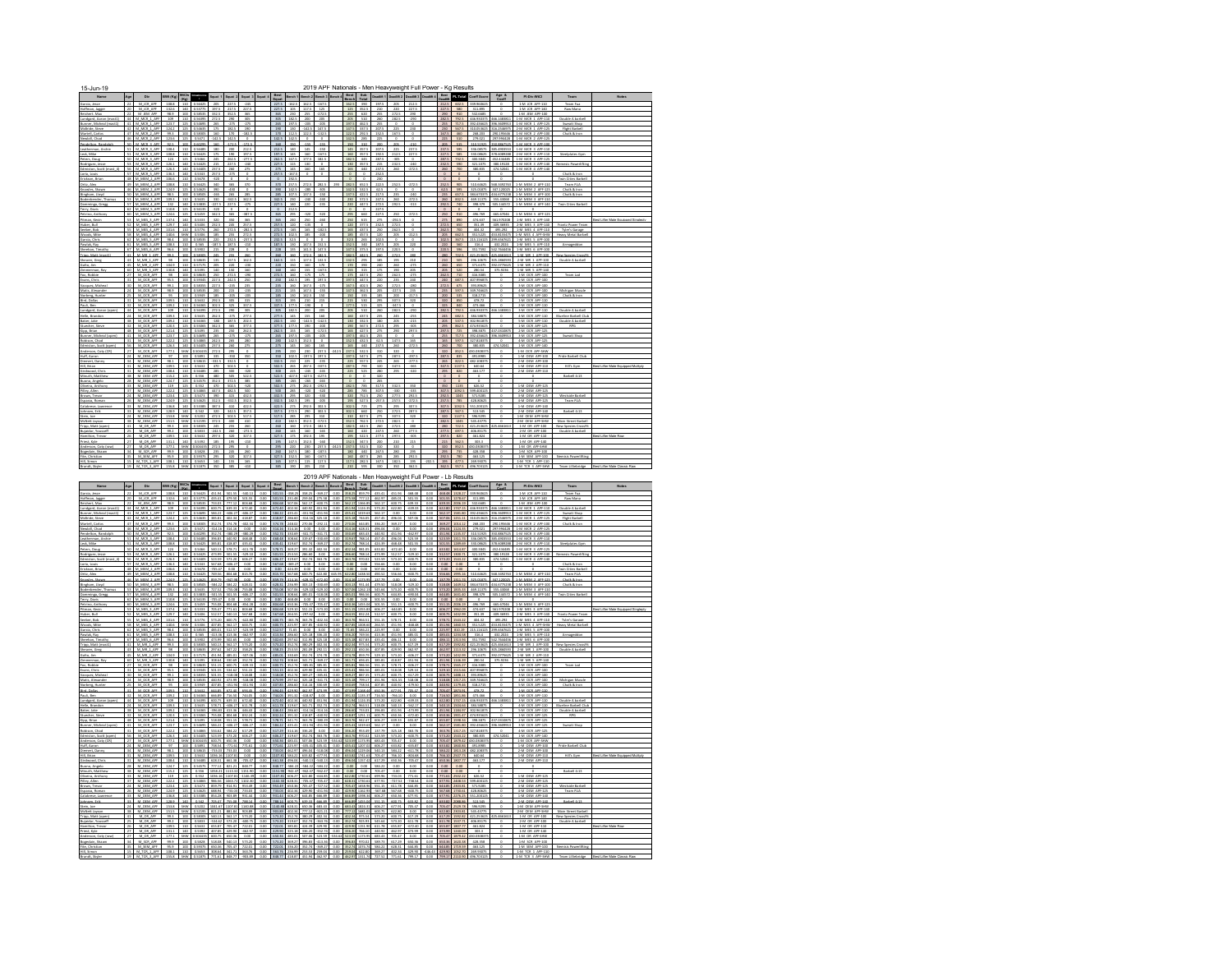15-Jun-19

# 2019 APF Nationals - Men Heavyweight Full Power - Kg Results

| Name | Age | Div | BWt (Kg) | WtCls (Kg) | Glossbrenner | Squat 1 | Squat 2 | Squat 3 | Squat 4 | Best Squat | Bench 1 | Bench 2 | Bench 3 | Bench 4 | Best Bench | Sub Total | Deadlift 1 | Deadlift 2 | Deadlift 3 | Deadlift 4 | Best Deadlift | PL Total | Coeff Score | Age & Coeff | Pl-Div-WtCl | Team | Notes |
|---|---|---|---|---|---|---|---|---|---|---|---|---|---|---|---|---|---|---|---|---|---|---|---|---|---|---|---|

# 2019 APF Nationals - Men Heavyweight Full Power - Lb Results

| Name | Age | Div | BWt (Kg) | WtCls (Kg) | Glossbrenner | Squat 1 | Squat 2 | Squat 3 | Squat 4 | Best Squat | Bench 1 | Bench 2 | Bench 3 | Bench 4 | Best Bench | Sub Total | Deadlift 1 | Deadlift 2 | Deadlift 3 | Deadlift 4 | Best Deadlift | PL Total | Coeff Score | Age & Coeff | Pl-Div-WtCl | Team | Notes |
|---|---|---|---|---|---|---|---|---|---|---|---|---|---|---|---|---|---|---|---|---|---|---|---|---|---|---|---|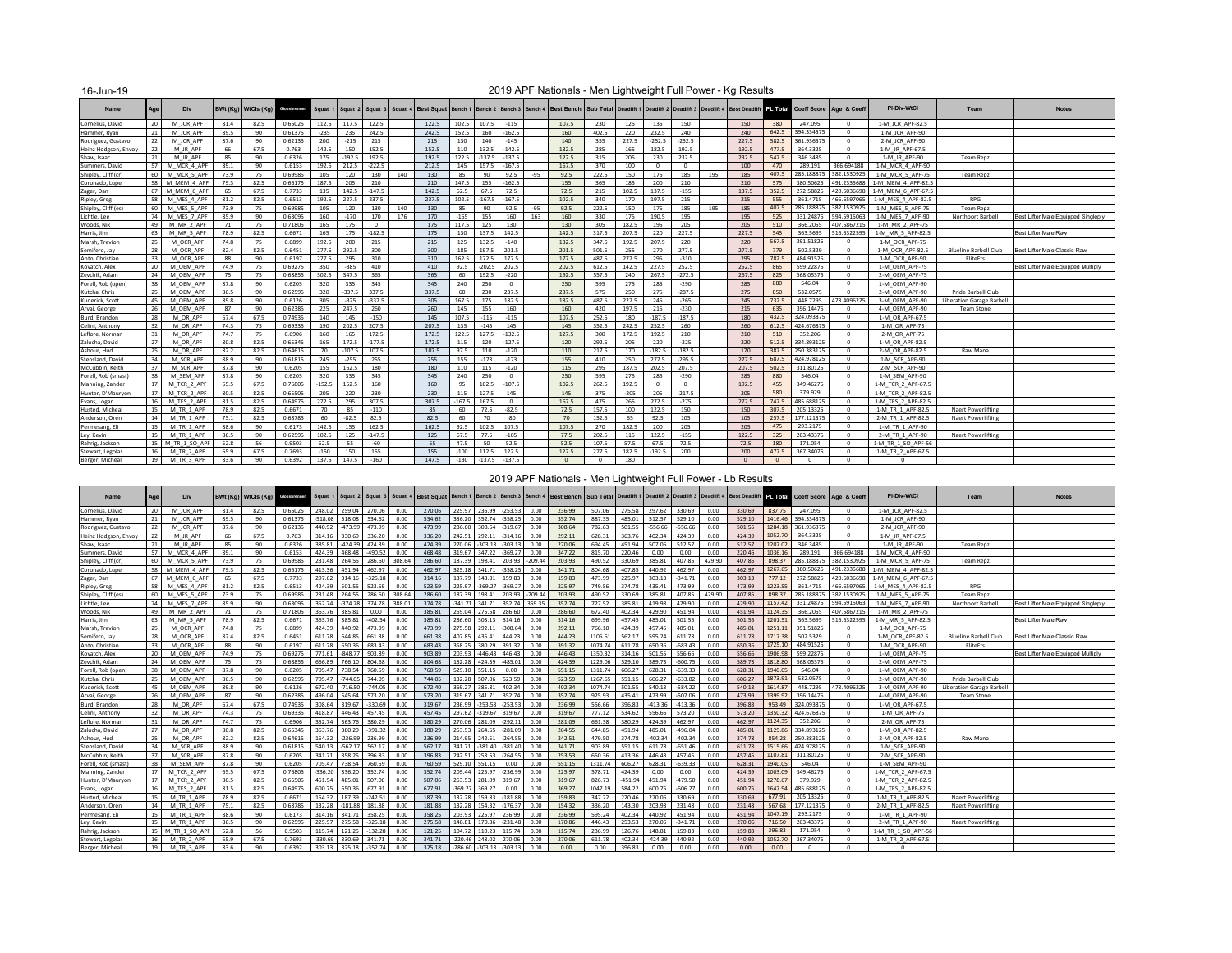# 2019 APF Nationals - Men Lightweight Full Power - Kg Results

| Name | Age | Div | BWt (Kg) | WtCls (Kg) | Glossbrenner | Squat 1 | Squat 2 | Squat 3 | Squat 4 | Best Squat | Bench 1 | Bench 2 | Bench 3 | Bench 4 | Best Bench | Sub Total | Deadlift 1 | Deadlift 2 | Deadlift 3 | Deadlift 4 | Best Deadlift | PL Total | Coeff Score | Age & Coeff | Pl-Div-WtCl | Team | Notes |
|---|---|---|---|---|---|---|---|---|---|---|---|---|---|---|---|---|---|---|---|---|---|---|---|---|---|---|---|
| Cornelius, David | 20 | M_JCR_APF | 81.4 | 82.5 | 0.65025 | 112.5 | 117.5 | 122.5 | | 122.5 | 102.5 | 107.5 | -115 | | 107.5 | 230 | 125 | 135 | 150 | | 150 | 380 | 247.095 | 0 | 1-M_JCR_APF-82.5 | | |
| Hammer, Ryan | 21 | M_JCR_APF | 89.5 | 90 | 0.61375 | -235 | 235 | 242.5 | | 242.5 | 152.5 | 160 | -162.5 | | 160 | 402.5 | 220 | 232.5 | 240 | | 240 | 642.5 | 394.334375 | 0 | 1-M_JCR_APF-90 | | |
| Rodriguez, Gustavo | 22 | M_JCR_APF | 87.6 | 90 | 0.62135 | 200 | -215 | 215 | | 215 | 130 | 140 | -145 | | 140 | 355 | 227.5 | -252.5 | -252.5 | | 227.5 | 582.5 | 361.936375 | 0 | 2-M_JCR_APF-90 | | |
| Heinz Hodgson, Envoy | 22 | M_JR_APF | 66 | 67.5 | 0.763 | 142.5 | 150 | 152.5 | | 152.5 | 110 | 132.5 | -142.5 | | 132.5 | 285 | 165 | 182.5 | 192.5 | | 192.5 | 477.5 | 364.3325 | 0 | 1-M_JR_APF-67.5 | | |
| Shaw, Isaac | 21 | M_JR_APF | 85 | 90 | 0.6326 | 175 | -192.5 | 192.5 | | 192.5 | 122.5 | -137.5 | -137.5 | | 122.5 | 315 | 205 | 230 | 232.5 | | 232.5 | 547.5 | 346.3485 | 0 | 1-M_JR_APF-90 | Team Repz | |
| Summers, David | 57 | M_MCR_4_APF | 89.1 | 90 | 0.6153 | 192.5 | 212.5 | -222.5 | | 212.5 | 145 | 157.5 | -167.5 | | 157.5 | 370 | 100 | 0 | 0 | | 100 | 470 | 289.191 | 366.694188 | 1-M_MCR_4_APF-90 | | |
| Shipley, Cliff (cr) | 60 | M_MCR_5_APF | 73.9 | 75 | 0.69985 | 105 | 120 | 130 | 140 | 130 | 85 | 90 | 92.5 | -95 | 92.5 | 222.5 | 150 | 175 | 185 | 195 | 185 | 407.5 | 285.188875 | 382.1530925 | 1-M_MCR_5_APF-75 | Team Repz | |
| Coronado, Lupe | 58 | M_MEM_4_APF | 79.3 | 82.5 | 0.66175 | 187.5 | 205 | 210 | | 210 | 147.5 | 155 | -162.5 | | 155 | 365 | 185 | 200 | 210 | | 210 | 575 | 380.50625 | 491.2335688 | 1-M_MEM_4_APF-82.5 | | |
| Zager, Dan | 67 | M_MEM_6_APF | 65 | 67.5 | 0.7733 | 135 | 142.5 | -147.5 | | 142.5 | 62.5 | 67.5 | 72.5 | | 72.5 | 215 | 102.5 | 137.5 | -155 | | 137.5 | 352.5 | 272.58825 | 420.6036698 | 1-M_MEM_6_APF-67.5 | | |
| Ripley, Greg | 58 | M_MES_4_APF | 81.2 | 82.5 | 0.6513 | 192.5 | 227.5 | 237.5 | | 237.5 | 102.5 | -167.5 | -167.5 | | 102.5 | 340 | 170 | 197.5 | 215 | | 215 | 555 | 361.4715 | 466.6597065 | 1-M_MES_4_APF-82.5 | RPG | |
| Shipley, Cliff (es) | 60 | M_MES_5_APF | 73.9 | 75 | 0.69985 | 105 | 120 | 130 | 140 | 130 | 85 | 90 | 92.5 | -95 | 92.5 | 222.5 | 150 | 175 | 185 | 195 | 185 | 407.5 | 285.188875 | 382.1530925 | 1-M_MES_5_APF-75 | Team Repz | |
| Lichtle, Lee | 74 | M_MES_7_APF | 85.9 | 90 | 0.63095 | 160 | -170 | 170 | 176 | 170 | -155 | 155 | 160 | 163 | 160 | 330 | 175 | 190.5 | 195 | | 195 | 525 | 331.24875 | 594.5915063 | 1-M_MES_7_APF-90 | Northport Barbell | Best Lifter Male Equipped Singleply |
| Woods, Nik | 49 | M_MR_2_APF | 71 | 75 | 0.71805 | 165 | 175 | 0 | | 175 | 117.5 | 125 | 130 | | 130 | 305 | 182.5 | 195 | 205 | | 205 | 510 | 366.2055 | 407.5867215 | 1-M_MR_2_APF-75 | | |
| Harris, Jim | 63 | M_MR_5_APF | 78.9 | 82.5 | 0.6671 | 165 | 175 | -182.5 | | 175 | 130 | 137.5 | 142.5 | | 142.5 | 317.5 | 207.5 | 220 | 227.5 | | 227.5 | 545 | 363.5695 | 516.6322595 | 1-M_MR_5_APF-82.5 | | Best Lifter Male Raw |
| Marsh, Trevion | 25 | M_OCR_APF | 74.8 | 75 | 0.6899 | 192.5 | 200 | 215 | | 215 | 125 | 132.5 | -140 | | 132.5 | 347.5 | 192.5 | 207.5 | 220 | | 220 | 567.5 | 391.51825 | 0 | 1-M_OCR_APF-75 | | |
| Semifero, Jay | 28 | M_OCR_APF | 82.4 | 82.5 | 0.6451 | 277.5 | 292.5 | 300 | | 300 | 185 | 197.5 | 201.5 | | 201.5 | 501.5 | 255 | 270 | 277.5 | | 277.5 | 779 | 502.5329 | 0 | 1-M_OCR_APF-82.5 | Blueline Barbell Club | Best Lifter Male Classic Raw |
| Anto, Christian | 33 | M_OCR_APF | 88 | 90 | 0.6197 | 277.5 | 295 | 310 | | 310 | 162.5 | 172.5 | 177.5 | | 177.5 | 487.5 | 277.5 | 295 | -310 | | 295 | 782.5 | 484.91525 | 0 | 1-M_OCR_APF-90 | EliteFts | |
| Kovatch, Alex | 20 | M_OEM_APF | 74.9 | 75 | 0.69275 | 350 | -385 | 410 | | 410 | 92.5 | -202.5 | 202.5 | | 202.5 | 612.5 | 142.5 | 227.5 | 252.5 | | 252.5 | 865 | 599.22875 | 0 | 1-M_OEM_APF-75 | | Best Lifter Male Equipped Multiply |
| Zevchik, Adam | 24 | M_OEM_APF | 75 | 75 | 0.68855 | 302.5 | 347.5 | 365 | | 365 | 60 | 192.5 | -220 | | 192.5 | 557.5 | 240 | 267.5 | -272.5 | | 267.5 | 825 | 568.05375 | 0 | 2-M_OEM_APF-75 | | |
| Forell, Rob (open) | 38 | M_OEM_APF | 87.8 | 90 | 0.6205 | 320 | 335 | 345 | | 345 | 240 | 250 | 0 | | 250 | 595 | 275 | 285 | -290 | | 285 | 880 | 546.04 | 0 | 1-M_OEM_APF-90 | | |
| Kutcha, Chris | 25 | M_OEM_APF | 86.5 | 90 | 0.62595 | 320 | -337.5 | 337.5 | | 337.5 | 60 | 230 | 237.5 | | 237.5 | 575 | 250 | 275 | -287.5 | | 275 | 850 | 532.0575 | 0 | 2-M_OEM_APF-90 | Pride Barbell Club | |
| Kuderick, Scott | 45 | M_OEM_APF | 89.8 | 90 | 0.6126 | 305 | -325 | -337.5 | | 305 | 167.5 | 175 | 182.5 | | 182.5 | 487.5 | 227.5 | 245 | -265 | | 245 | 732.5 | 448.7295 | 473.4096225 | 3-M_OEM_APF-90 | Liberation Garage Barbell | |
| Arvai, George | 26 | M_OEM_APF | 87 | 90 | 0.62385 | 225 | 247.5 | 260 | | 260 | 145 | 155 | 160 | | 160 | 420 | 197.5 | 215 | -230 | | 215 | 635 | 396.14475 | 0 | 4-M_OEM_APF-90 | Team Stone | |
| Burd, Brandon | 28 | M_OR_APF | 67.4 | 67.5 | 0.74935 | 140 | 145 | -150 | | 145 | 107.5 | -115 | -115 | | 107.5 | 252.5 | 180 | -187.5 | -187.5 | | 180 | 432.5 | 324.093875 | 0 | 1-M_OR_APF-67.5 | | |
| Celini, Anthony | 32 | M_OR_APF | 74.3 | 75 | 0.69335 | 190 | 202.5 | 207.5 | | 207.5 | 135 | -145 | 145 | | 145 | 352.5 | 242.5 | 252.5 | 260 | | 260 | 612.5 | 424.676875 | 0 | 1-M_OR_APF-75 | | |
| Leflore, Norman | 31 | M_OR_APF | 74.7 | 75 | 0.6906 | 160 | 165 | 172.5 | | 172.5 | 122.5 | 127.5 | -132.5 | | 127.5 | 300 | 172.5 | 192.5 | 210 | | 210 | 510 | 352.206 | 0 | 2-M_OR_APF-75 | | |
| Zalucha, David | 27 | M_OR_APF | 80.8 | 82.5 | 0.65345 | 165 | 172.5 | -177.5 | | 172.5 | 115 | 120 | -127.5 | | 120 | 292.5 | 205 | 220 | -225 | | 220 | 512.5 | 334.893125 | 0 | 1-M_OR_APF-82.5 | | |
| Ashour, Hud | 25 | M_OR_APF | 82.2 | 82.5 | 0.64615 | 70 | -107.5 | 107.5 | | 107.5 | 97.5 | 110 | -120 | | 110 | 217.5 | 170 | -182.5 | -182.5 | | 170 | 387.5 | 250.383125 | 0 | 2-M_OR_APF-82.5 | Raw Mana | |
| Stensland, David | 34 | M_SCR_APF | 88.9 | 90 | 0.61815 | 245 | -255 | 255 | | 255 | 155 | -173 | -173 | | 155 | 410 | 250 | 277.5 | -295.5 | | 277.5 | 687.5 | 424.978125 | 0 | 1-M_SCR_APF-90 | | |
| McCubbin, Keith | 37 | M_SCR_APF | 87.8 | 90 | 0.6205 | 155 | 162.5 | 180 | | 180 | 110 | 115 | -120 | | 115 | 295 | 187.5 | 202.5 | 207.5 | | 207.5 | 502.5 | 311.80125 | 0 | 2-M_SCR_APF-90 | | |
| Forell, Rob (smast) | 38 | M_SEM_APF | 87.8 | 90 | 0.6205 | 320 | 335 | 345 | | 345 | 240 | 250 | 0 | | 250 | 595 | 275 | 285 | -290 | | 285 | 880 | 546.04 | 0 | 1-M_SEM_APF-90 | | |
| Manning, Zander | 17 | M_TCR_2_APF | 65.5 | 67.5 | 0.76805 | -152.5 | 152.5 | 160 | | 160 | 95 | 102.5 | -107.5 | | 102.5 | 262.5 | 192.5 | 0 | 0 | | 192.5 | 455 | 349.46275 | 0 | 1-M_TCR_2_APF-67.5 | | |
| Hunter, D'Mauryon | 17 | M_TCR_2_APF | 80.5 | 82.5 | 0.65505 | 205 | 220 | 230 | | 230 | 115 | 127.5 | 145 | | 145 | 375 | -205 | 205 | -217.5 | | 205 | 580 | 379.929 | 0 | 1-M_TCR_2_APF-82.5 | | |
| Evans, Logan | 16 | M_TES_2_APF | 81.5 | 82.5 | 0.64975 | 272.5 | 295 | 307.5 | | 307.5 | -167.5 | 167.5 | 0 | | 167.5 | 475 | 265 | 272.5 | -275 | | 272.5 | 747.5 | 485.688125 | 0 | 1-M_TES_2_APF-82.5 | | |
| Husted, Micheal | 15 | M_TR_1_APF | 78.9 | 82.5 | 0.6671 | 70 | 85 | -110 | | 85 | 60 | 72.5 | -82.5 | | 72.5 | 157.5 | 100 | 122.5 | 150 | | 150 | 307.5 | 205.13325 | 0 | 1-M_TR_1_APF-82.5 | Naert Powerlifting | |
| Anderson, Oren | 14 | M_TR_1_APF | 75.1 | 82.5 | 0.68785 | 60 | -82.5 | 82.5 | | 82.5 | 60 | 70 | -80 | | 70 | 152.5 | 65 | 92.5 | 105 | | 105 | 257.5 | 177.121375 | 0 | 2-M_TR_1_APF-82.5 | Naert Powerlifting | |
| Permesang, Eli | 15 | M_TR_1_APF | 88.6 | 90 | 0.6173 | 142.5 | 155 | 162.5 | | 162.5 | 92.5 | 102.5 | 107.5 | | 107.5 | 270 | 182.5 | 200 | 205 | | 205 | 475 | 293.2175 | 0 | 1-M_TR_1_APF-90 | | |
| Ley, Kevin | 15 | M_TR_1_APF | 86.5 | 90 | 0.62595 | 102.5 | 125 | -147.5 | | 125 | 67.5 | 77.5 | -105 | | 77.5 | 202.5 | 115 | 122.5 | -155 | | 122.5 | 325 | 203.43375 | 0 | 2-M_TR_1_APF-90 | Naert Powerlifting | |
| Rahrig, Jackson | 15 | M_TR_1_SO_APF | 52.8 | 56 | 0.9503 | 52.5 | 55 | -60 | | 55 | 47.5 | 50 | 52.5 | | 52.5 | 107.5 | 57.5 | 67.5 | 72.5 | | 72.5 | 180 | 171.054 | 0 | 1-M_TR_1_SO_APF-56 | | |
| Stewart, Legolas | 16 | M_TR_2_APF | 65.9 | 67.5 | 0.7693 | -150 | 150 | 155 | | 155 | -100 | 112.5 | 122.5 | | 122.5 | 277.5 | 182.5 | -192.5 | 200 | | 200 | 477.5 | 367.34075 | 0 | 1-M_TR_2_APF-67.5 | | |
| Berger, Micheal | 19 | M_TR_3_APF | 83.6 | 90 | 0.6392 | 137.5 | 147.5 | -160 | | 147.5 | -130 | -137.5 | -137.5 | | 0 | 0 | 180 | | | | 0 | 0 | 0 | 0 | 0 | | |

# 2019 APF Nationals - Men Lightweight Full Power - Lb Results

| Name | Age | Div | BWt (Kg) | WtCls (Kg) | Glossbrenner | Squat 1 | Squat 2 | Squat 3 | Squat 4 | Best Squat | Bench 1 | Bench 2 | Bench 3 | Bench 4 | Best Bench | Sub Total | Deadlift 1 | Deadlift 2 | Deadlift 3 | Deadlift 4 | Best Deadlift | PL Total | Coeff Score | Age & Coeff | Pl-Div-WtCl | Team | Notes |
|---|---|---|---|---|---|---|---|---|---|---|---|---|---|---|---|---|---|---|---|---|---|---|---|---|---|---|---|
| Cornelius, David | 20 | M_JCR_APF | 81.4 | 82.5 | 0.65025 | 248.02 | 259.04 | 270.06 | 0.00 | 270.06 | 225.97 | 236.99 | -253.53 | 0.00 | 236.99 | 507.06 | 275.58 | 297.62 | 330.69 | 0.00 | 330.69 | 837.75 | 247.095 | 0 | 1-M_JCR_APF-82.5 | | |
| Hammer, Ryan | 21 | M_JCR_APF | 89.5 | 90 | 0.61375 | -518.08 | 518.08 | 534.62 | 0.00 | 534.62 | 336.20 | 352.74 | -358.25 | 0.00 | 352.74 | 887.35 | 485.01 | 512.57 | 529.10 | 0.00 | 529.10 | 1416.46 | 394.334375 | 0 | 1-M_JCR_APF-90 | | |
| Rodriguez, Gustavo | 22 | M_JCR_APF | 87.6 | 90 | 0.62135 | 440.92 | -473.99 | 473.99 | 0.00 | 473.99 | 286.60 | 308.64 | -319.67 | 0.00 | 308.64 | 782.63 | 501.55 | -556.66 | -556.66 | 0.00 | 501.55 | 1284.18 | 361.936375 | 0 | 2-M_JCR_APF-90 | | |
| Heinz Hodgson, Envoy | 22 | M_JR_APF | 66 | 67.5 | 0.763 | 314.16 | 330.69 | 336.20 | 0.00 | 336.20 | 242.51 | 292.11 | -314.16 | 0.00 | 292.11 | 628.31 | 363.76 | 402.34 | 424.39 | 0.00 | 424.39 | 1052.70 | 364.3325 | 0 | 1-M_JR_APF-67.5 | | |
| Shaw, Isaac | 21 | M_JR_APF | 85 | 90 | 0.6326 | 385.81 | -424.39 | 424.39 | 0.00 | 424.39 | 270.06 | -303.13 | -303.13 | 0.00 | 270.06 | 694.45 | 451.94 | 507.06 | 512.57 | 0.00 | 512.57 | 1207.02 | 346.3485 | 0 | 1-M_JR_APF-90 | Team Repz | |
| Summers, David | 57 | M_MCR_4_APF | 89.1 | 90 | 0.6153 | 424.39 | 468.48 | -490.52 | 0.00 | 468.48 | 319.67 | 347.22 | -369.27 | 0.00 | 347.22 | 815.70 | 220.46 | 0.00 | 0.00 | 0.00 | 220.46 | 1036.16 | 289.191 | 366.694188 | 1-M_MCR_4_APF-90 | | |
| Shipley, Cliff (cr) | 60 | M_MCR_5_APF | 73.9 | 75 | 0.69985 | 231.48 | 264.55 | 286.60 | 308.64 | 286.60 | 187.39 | 198.41 | 203.93 | -209.44 | 203.93 | 490.52 | 330.69 | 385.81 | 407.85 | 429.90 | 407.85 | 898.37 | 285.188875 | 382.1530925 | 1-M_MCR_5_APF-75 | Team Repz | |
| Coronado, Lupe | 58 | M_MEM_4_APF | 79.3 | 82.5 | 0.66175 | 413.36 | 451.94 | 462.97 | 0.00 | 462.97 | 325.18 | 341.71 | -358.25 | 0.00 | 341.71 | 804.68 | 407.85 | 440.92 | 462.97 | 0.00 | 462.97 | 1267.65 | 380.50625 | 491.2335688 | 1-M_MEM_4_APF-82.5 | | |
| Zager, Dan | 67 | M_MEM_6_APF | 65 | 67.5 | 0.7733 | 297.62 | 314.16 | -325.18 | 0.00 | 314.16 | 137.79 | 148.81 | 159.83 | 0.00 | 159.83 | 473.99 | 225.97 | 303.13 | -341.71 | 0.00 | 303.13 | 777.12 | 272.58825 | 420.6036698 | 1-M_MEM_6_APF-67.5 | | |
| Ripley, Greg | 58 | M_MES_4_APF | 81.2 | 82.5 | 0.6513 | 424.39 | 501.55 | 523.59 | 0.00 | 523.59 | 225.97 | -369.27 | -369.27 | 0.00 | 225.97 | 749.56 | 374.78 | 435.41 | 473.99 | 0.00 | 473.99 | 1223.55 | 361.4715 | 466.6597065 | 1-M_MES_4_APF-82.5 | RPG | |
| Shipley, Cliff (es) | 60 | M_MES_5_APF | 73.9 | 75 | 0.69985 | 231.48 | 264.55 | 286.60 | 308.64 | 286.60 | 187.39 | 198.41 | 203.93 | -209.44 | 203.93 | 490.52 | 330.69 | 385.81 | 407.85 | 429.90 | 407.85 | 898.37 | 285.188875 | 382.1530925 | 1-M_MES_5_APF-75 | Team Repz | |
| Lichtle, Lee | 74 | M_MES_7_APF | 85.9 | 90 | 0.63095 | 352.74 | -374.78 | 374.78 | 388.01 | 374.78 | -341.71 | 341.71 | 352.74 | 359.35 | 352.74 | 727.52 | 385.81 | 419.98 | 429.90 | 0.00 | 429.90 | 1157.42 | 331.24875 | 594.5915063 | 1-M_MES_7_APF-90 | Northport Barbell | Best Lifter Male Equipped Singleply |
| Woods, Nik | 49 | M_MR_2_APF | 71 | 75 | 0.71805 | 363.76 | 385.81 | 0.00 | 0.00 | 385.81 | 259.04 | 275.58 | 286.60 | 0.00 | 286.60 | 672.40 | 402.34 | 429.90 | 451.94 | 0.00 | 451.94 | 1124.35 | 366.2055 | 407.5867215 | 1-M_MR_2_APF-75 | | |
| Harris, Jim | 63 | M_MR_5_APF | 78.9 | 82.5 | 0.6671 | 363.76 | 385.81 | -402.34 | 0.00 | 385.81 | 286.60 | 303.13 | 314.16 | 0.00 | 314.16 | 699.96 | 457.45 | 485.01 | 501.55 | 0.00 | 501.55 | 1201.51 | 363.5695 | 516.6322595 | 1-M_MR_5_APF-82.5 | | Best Lifter Male Raw |
| Marsh, Trevion | 25 | M_OCR_APF | 74.8 | 75 | 0.6899 | 424.39 | 440.92 | 473.99 | 0.00 | 473.99 | 275.58 | 292.11 | -308.64 | 0.00 | 292.11 | 766.10 | 424.39 | 457.45 | 485.01 | 0.00 | 485.01 | 1251.11 | 391.51825 | 0 | 1-M_OCR_APF-75 | | |
| Semifero, Jay | 28 | M_OCR_APF | 82.4 | 82.5 | 0.6451 | 611.78 | 644.85 | 661.38 | 0.00 | 661.38 | 407.85 | 435.41 | 444.23 | 0.00 | 444.23 | 1105.61 | 562.17 | 595.24 | 611.78 | 0.00 | 611.78 | 1717.38 | 502.5329 | 0 | 1-M_OCR_APF-82.5 | Blueline Barbell Club | Best Lifter Male Classic Raw |
| Anto, Christian | 33 | M_OCR_APF | 88 | 90 | 0.6197 | 611.78 | 650.36 | 683.43 | 0.00 | 683.43 | 358.25 | 380.29 | 391.32 | 0.00 | 391.32 | 1074.74 | 611.78 | 650.36 | -683.43 | 0.00 | 650.36 | 1725.10 | 484.91525 | 0 | 1-M_OCR_APF-90 | EliteFts | |
| Kovatch, Alex | 20 | M_OEM_APF | 74.9 | 75 | 0.69275 | 771.61 | -848.77 | 903.89 | 0.00 | 903.89 | 203.93 | -446.43 | 446.43 | 0.00 | 446.43 | 1350.32 | 314.16 | 501.55 | 556.66 | 0.00 | 556.66 | 1906.98 | 599.22875 | 0 | 1-M_OEM_APF-75 | | Best Lifter Male Equipped Multiply |
| Zevchik, Adam | 24 | M_OEM_APF | 75 | 75 | 0.68855 | 666.89 | 766.10 | 804.68 | 0.00 | 804.68 | 132.28 | 424.39 | -485.01 | 0.00 | 424.39 | 1229.06 | 529.10 | 589.73 | -600.75 | 0.00 | 589.73 | 1818.80 | 568.05375 | 0 | 2-M_OEM_APF-75 | | |
| Forell, Rob (open) | 38 | M_OEM_APF | 87.8 | 90 | 0.6205 | 705.47 | 738.54 | 760.59 | 0.00 | 760.59 | 529.10 | 551.15 | 0.00 | 0.00 | 551.15 | 1311.74 | 606.27 | 628.31 | -639.33 | 0.00 | 628.31 | 1940.05 | 546.04 | 0 | 1-M_OEM_APF-90 | | |
| Kutcha, Chris | 25 | M_OEM_APF | 86.5 | 90 | 0.62595 | 705.47 | -744.05 | 744.05 | 0.00 | 744.05 | 132.28 | 507.06 | 523.59 | 0.00 | 523.59 | 1267.65 | 551.15 | 606.27 | -633.82 | 0.00 | 606.27 | 1873.91 | 532.0575 | 0 | 2-M_OEM_APF-90 | Pride Barbell Club | |
| Kuderick, Scott | 45 | M_OEM_APF | 89.8 | 90 | 0.6126 | 672.40 | -716.50 | -744.05 | 0.00 | 672.40 | 369.27 | 385.81 | 402.34 | 0.00 | 402.34 | 1074.74 | 501.55 | 540.13 | -584.22 | 0.00 | 540.13 | 1614.87 | 448.7295 | 473.4096225 | 3-M_OEM_APF-90 | Liberation Garage Barbell | |
| Arvai, George | 26 | M_OEM_APF | 87 | 90 | 0.62385 | 496.04 | 545.64 | 573.20 | 0.00 | 573.20 | 319.67 | 341.71 | 352.74 | 0.00 | 352.74 | 925.93 | 435.41 | 473.99 | -507.06 | 0.00 | 473.99 | 1399.92 | 396.14475 | 0 | 4-M_OEM_APF-90 | Team Stone | |
| Burd, Brandon | 28 | M_OR_APF | 67.4 | 67.5 | 0.74935 | 308.64 | 319.67 | -330.69 | 0.00 | 319.67 | 236.99 | -253.53 | -253.53 | 0.00 | 236.99 | 556.66 | 396.83 | -413.36 | -413.36 | 0.00 | 396.83 | 953.49 | 324.093875 | 0 | 1-M_OR_APF-67.5 | | |
| Celini, Anthony | 32 | M_OR_APF | 74.3 | 75 | 0.69335 | 418.87 | 446.43 | 457.45 | 0.00 | 457.45 | 297.62 | -319.67 | 319.67 | 0.00 | 319.67 | 777.12 | 534.62 | 556.66 | 573.20 | 0.00 | 573.20 | 1350.32 | 424.676875 | 0 | 1-M_OR_APF-75 | | |
| Leflore, Norman | 31 | M_OR_APF | 74.7 | 75 | 0.6906 | 352.74 | 363.76 | 380.29 | 0.00 | 380.29 | 270.06 | 281.09 | -292.11 | 0.00 | 281.09 | 661.38 | 380.29 | 424.39 | 462.97 | 0.00 | 462.97 | 1124.35 | 352.206 | 0 | 2-M_OR_APF-75 | | |
| Zalucha, David | 27 | M_OR_APF | 80.8 | 82.5 | 0.65345 | 363.76 | 380.29 | -391.32 | 0.00 | 380.29 | 253.53 | 264.55 | -281.09 | 0.00 | 264.55 | 644.85 | 451.94 | 485.01 | -496.04 | 0.00 | 485.01 | 1129.86 | 334.893125 | 0 | 1-M_OR_APF-82.5 | | |
| Ashour, Hud | 25 | M_OR_APF | 82.2 | 82.5 | 0.64615 | 154.32 | -236.99 | 236.99 | 0.00 | 236.99 | 214.95 | 242.51 | -264.55 | 0.00 | 242.51 | 479.50 | 374.78 | -402.34 | -402.34 | 0.00 | 374.78 | 854.28 | 250.383125 | 0 | 2-M_OR_APF-82.5 | Raw Mana | |
| Stensland, David | 34 | M_SCR_APF | 88.9 | 90 | 0.61815 | 540.13 | -562.17 | 562.17 | 0.00 | 562.17 | 341.71 | -381.40 | -381.40 | 0.00 | 341.71 | 903.89 | 551.15 | 611.78 | -651.46 | 0.00 | 611.78 | 1515.66 | 424.978125 | 0 | 1-M_SCR_APF-90 | | |
| McCubbin, Keith | 37 | M_SCR_APF | 87.8 | 90 | 0.6205 | 341.71 | 358.25 | 396.83 | 0.00 | 396.83 | 242.51 | 253.53 | -264.55 | 0.00 | 253.53 | 650.36 | 413.36 | 446.43 | 457.45 | 0.00 | 457.45 | 1107.81 | 311.80125 | 0 | 2-M_SCR_APF-90 | | |
| Forell, Rob (smast) | 38 | M_SEM_APF | 87.8 | 90 | 0.6205 | 705.47 | 738.54 | 760.59 | 0.00 | 760.59 | 529.10 | 551.15 | 0.00 | 0.00 | 551.15 | 1311.74 | 606.27 | 628.31 | -639.33 | 0.00 | 628.31 | 1940.05 | 546.04 | 0 | 1-M_SEM_APF-90 | | |
| Manning, Zander | 17 | M_TCR_2_APF | 65.5 | 67.5 | 0.76805 | -336.20 | 336.20 | 352.74 | 0.00 | 352.74 | 209.44 | 225.97 | -236.99 | 0.00 | 225.97 | 578.71 | 424.39 | 0.00 | 0.00 | 0.00 | 424.39 | 1003.09 | 349.46275 | 0 | 1-M_TCR_2_APF-67.5 | | |
| Hunter, D'Mauryon | 17 | M_TCR_2_APF | 80.5 | 82.5 | 0.65505 | 451.94 | 485.01 | 507.06 | 0.00 | 507.06 | 253.53 | 281.09 | 319.67 | 0.00 | 319.67 | 826.73 | -451.94 | 451.94 | -479.50 | 0.00 | 451.94 | 1278.67 | 379.929 | 0 | 1-M_TCR_2_APF-82.5 | | |
| Evans, Logan | 16 | M_TES_2_APF | 81.5 | 82.5 | 0.64975 | 600.75 | 650.36 | 677.91 | 0.00 | 677.91 | -369.27 | 369.27 | 0.00 | 0.00 | 369.27 | 1047.18 | 584.22 | 600.75 | -606.27 | 0.00 | 600.75 | 1647.94 | 485.688125 | 0 | 1-M_TES_2_APF-82.5 | | |
| Husted, Micheal | 15 | M_TR_1_APF | 78.9 | 82.5 | 0.6671 | 154.32 | 187.39 | -242.51 | 0.00 | 187.39 | 132.28 | 159.83 | -181.88 | 0.00 | 159.83 | 347.22 | 220.46 | 270.06 | 330.69 | 0.00 | 330.69 | 677.91 | 205.13325 | 0 | 1-M_TR_1_APF-82.5 | Naert Powerlifting | |
| Anderson, Oren | 14 | M_TR_1_APF | 75.1 | 82.5 | 0.68785 | 132.28 | -181.88 | 181.88 | 0.00 | 181.88 | 132.28 | 154.32 | -176.37 | 0.00 | 154.32 | 336.20 | 143.30 | 203.93 | 231.48 | 0.00 | 231.48 | 567.68 | 177.121375 | 0 | 2-M_TR_1_APF-82.5 | Naert Powerlifting | |
| Permesang, Eli | 15 | M_TR_1_APF | 88.6 | 90 | 0.6173 | 314.16 | 341.71 | 358.25 | 0.00 | 358.25 | 203.93 | 225.97 | 236.99 | 0.00 | 236.99 | 595.24 | 402.34 | 440.92 | 451.94 | 0.00 | 451.94 | 1047.19 | 293.2175 | 0 | 1-M_TR_1_APF-90 | | |
| Ley, Kevin | 15 | M_TR_1_APF | 86.5 | 90 | 0.62595 | 225.97 | 275.58 | -325.18 | 0.00 | 275.58 | 148.81 | 170.86 | -231.48 | 0.00 | 170.86 | 446.43 | 253.53 | 270.06 | -341.71 | 0.00 | 270.06 | 716.50 | 203.43375 | 0 | 2-M_TR_1_APF-90 | Naert Powerlifting | |
| Rahrig, Jackson | 15 | M_TR_1_SO_APF | 52.8 | 56 | 0.9503 | 115.74 | 121.25 | -132.28 | 0.00 | 121.25 | 104.72 | 110.23 | 115.74 | 0.00 | 115.74 | 236.99 | 126.76 | 148.81 | 159.83 | 0.00 | 159.83 | 396.83 | 171.054 | 0 | 1-M_TR_1_SO_APF-56 | | |
| Stewart, Legolas | 16 | M_TR_2_APF | 65.9 | 67.5 | 0.7693 | -330.69 | 330.69 | 341.71 | 0.00 | 341.71 | -220.46 | 248.02 | 270.06 | 0.00 | 270.06 | 611.78 | 402.34 | -424.39 | 440.92 | 0.00 | 440.92 | 1052.70 | 367.34075 | 0 | 1-M_TR_2_APF-67.5 | | |
| Berger, Micheal | 19 | M_TR_3_APF | 83.6 | 90 | 0.6392 | 303.13 | 325.18 | -352.74 | 0.00 | 325.18 | -286.60 | -303.13 | -303.13 | 0.00 | 0.00 | 0.00 | 396.83 | 0.00 | 0.00 | 0.00 | 0.00 | 0.00 | 0 | 0 | 0 | | |